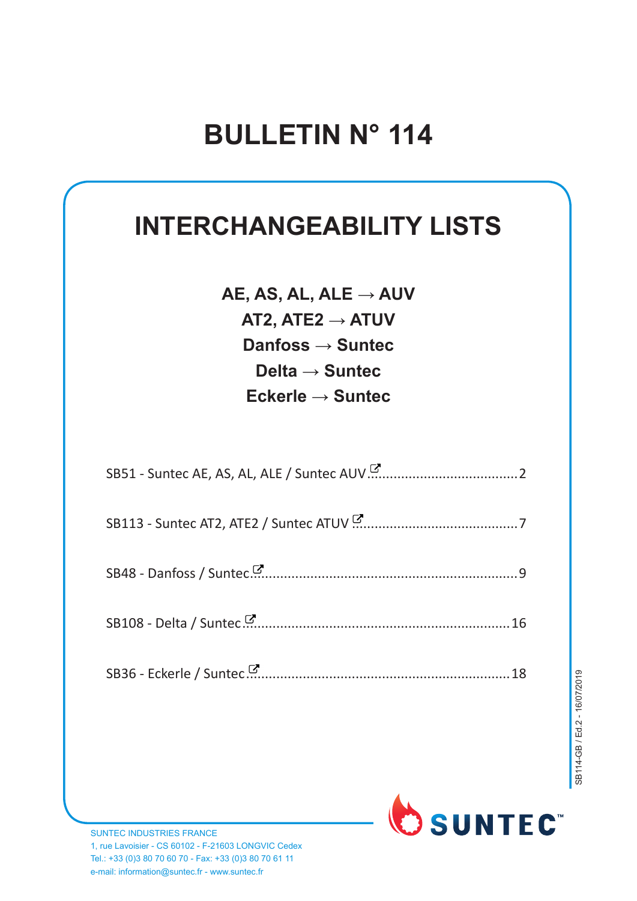# BULLETIN N° 114

## INTERCHANGEABILITY LISTS

**AE, AS, AL, ALE → AUV**
**AT2, ATE2 → ATUV**
**Danfoss → Suntec**
**Delta → Suntec**
**Eckerle → Suntec**

SB51 - Suntec AE, AS, AL, ALE / Suntec AUV ........................................ 2

SB113 - Suntec AT2, ATE2 / Suntec ATUV ........................................ 7

SB48 - Danfoss / Suntec ........................................ 9

SB108 - Delta / Suntec ........................................ 16

SB36 - Eckerle / Suntec ........................................ 18

SB114-GB / Ed.2 - 16/07/2019

SUNTEC INDUSTRIES FRANCE
1, rue Lavoisier - CS 60102 - F-21603 LONGVIC Cedex
Tel.: +33 (0)3 80 70 60 70 - Fax: +33 (0)3 80 70 61 11
e-mail: information@suntec.fr - www.suntec.fr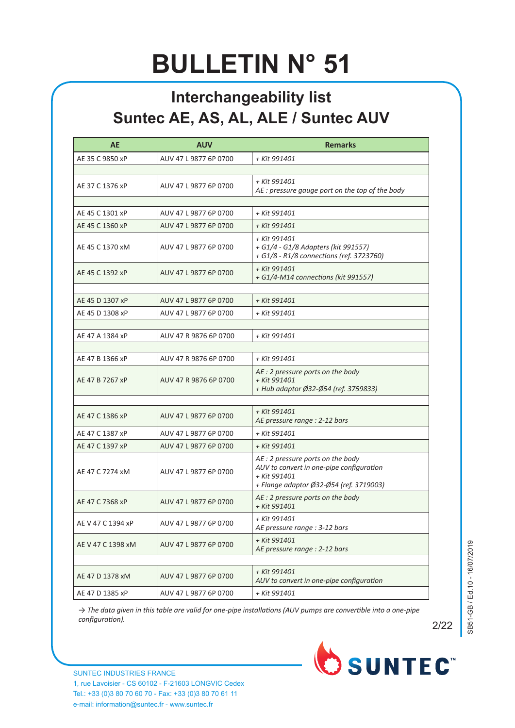# BULLETIN N° 51

## Interchangeability list
## Suntec AE, AS, AL, ALE / Suntec AUV

| AE | AUV | Remarks |
|---|---|---|
| AE 35 C 9850 xP | AUV 47 L 9877 6P 0700 | *+ Kit 991401* |
| | | |
| AE 37 C 1376 xP | AUV 47 L 9877 6P 0700 | *+ Kit 991401*<br>*AE : pressure gauge port on the top of the body* |
| | | |
| AE 45 C 1301 xP | AUV 47 L 9877 6P 0700 | *+ Kit 991401* |
| AE 45 C 1360 xP | AUV 47 L 9877 6P 0700 | *+ Kit 991401* |
| AE 45 C 1370 xM | AUV 47 L 9877 6P 0700 | *+ Kit 991401*<br>*+ G1/4 - G1/8 Adapters (kit 991557)*<br>*+ G1/8 - R1/8 connections (ref. 3723760)* |
| AE 45 C 1392 xP | AUV 47 L 9877 6P 0700 | *+ Kit 991401*<br>*+ G1/4-M14 connections (kit 991557)* |
| | | |
| AE 45 D 1307 xP | AUV 47 L 9877 6P 0700 | *+ Kit 991401* |
| AE 45 D 1308 xP | AUV 47 L 9877 6P 0700 | *+ Kit 991401* |
| | | |
| AE 47 A 1384 xP | AUV 47 R 9876 6P 0700 | *+ Kit 991401* |
| | | |
| AE 47 B 1366 xP | AUV 47 R 9876 6P 0700 | *+ Kit 991401* |
| AE 47 B 7267 xP | AUV 47 R 9876 6P 0700 | *AE : 2 pressure ports on the body*<br>*+ Kit 991401*<br>*+ Hub adaptor Ø32-Ø54 (ref. 3759833)* |
| | | |
| AE 47 C 1386 xP | AUV 47 L 9877 6P 0700 | *+ Kit 991401*<br>*AE pressure range : 2-12 bars* |
| AE 47 C 1387 xP | AUV 47 L 9877 6P 0700 | *+ Kit 991401* |
| AE 47 C 1397 xP | AUV 47 L 9877 6P 0700 | *+ Kit 991401* |
| AE 47 C 7274 xM | AUV 47 L 9877 6P 0700 | *AE : 2 pressure ports on the body*<br>*AUV to convert in one-pipe configuration*<br>*+ Kit 991401*<br>*+ Flange adaptor Ø32-Ø54 (ref. 3719003)* |
| AE 47 C 7368 xP | AUV 47 L 9877 6P 0700 | *AE : 2 pressure ports on the body*<br>*+ Kit 991401* |
| AE V 47 C 1394 xP | AUV 47 L 9877 6P 0700 | *+ Kit 991401*<br>*AE pressure range : 3-12 bars* |
| AE V 47 C 1398 xM | AUV 47 L 9877 6P 0700 | *+ Kit 991401*<br>*AE pressure range : 2-12 bars* |
| | | |
| AE 47 D 1378 xM | AUV 47 L 9877 6P 0700 | *+ Kit 991401*<br>*AUV to convert in one-pipe configuration* |
| AE 47 D 1385 xP | AUV 47 L 9877 6P 0700 | *+ Kit 991401* |

*→ The data given in this table are valid for one-pipe installations (AUV pumps are convertible into a one-pipe configuration).*

SUNTEC INDUSTRIES FRANCE
1, rue Lavoisier - CS 60102 - F-21603 LONGVIC Cedex
Tel.: +33 (0)3 80 70 60 70 - Fax: +33 (0)3 80 70 61 11
e-mail: information@suntec.fr - www.suntec.fr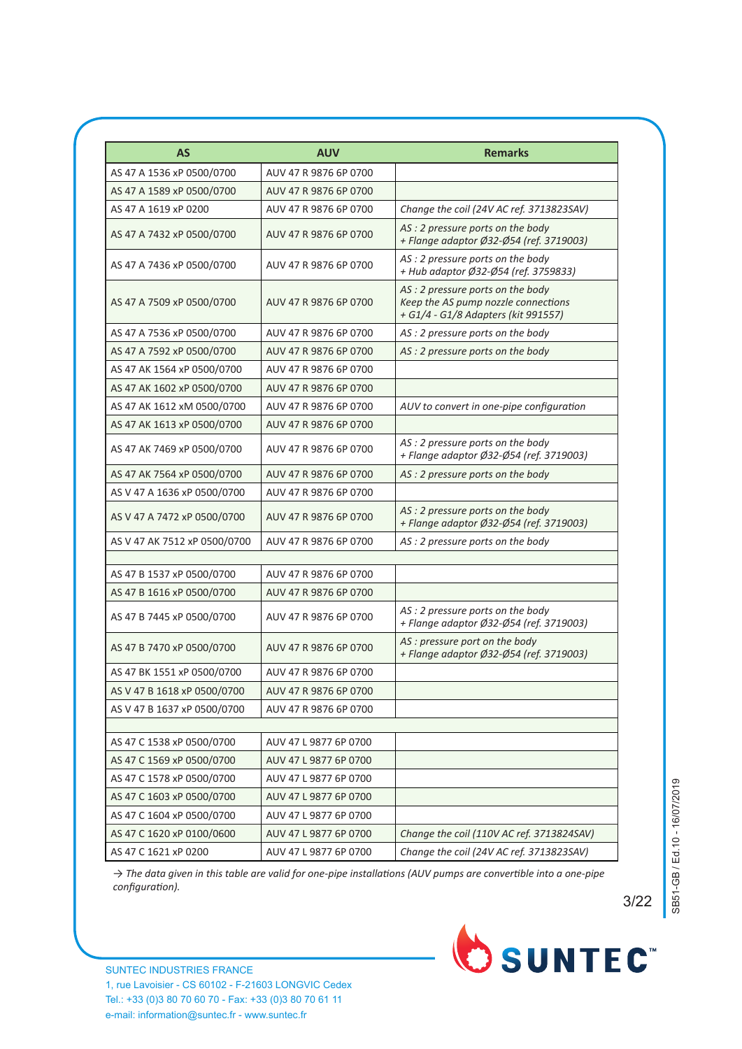| AS | AUV | Remarks |
|---|---|---|
| AS 47 A 1536 xP 0500/0700 | AUV 47 R 9876 6P 0700 | |
| AS 47 A 1589 xP 0500/0700 | AUV 47 R 9876 6P 0700 | |
| AS 47 A 1619 xP 0200 | AUV 47 R 9876 6P 0700 | *Change the coil (24V AC ref. 3713823SAV)* |
| AS 47 A 7432 xP 0500/0700 | AUV 47 R 9876 6P 0700 | *AS : 2 pressure ports on the body + Flange adaptor Ø32-Ø54 (ref. 3719003)* |
| AS 47 A 7436 xP 0500/0700 | AUV 47 R 9876 6P 0700 | *AS : 2 pressure ports on the body + Hub adaptor Ø32-Ø54 (ref. 3759833)* |
| AS 47 A 7509 xP 0500/0700 | AUV 47 R 9876 6P 0700 | *AS : 2 pressure ports on the body Keep the AS pump nozzle connections + G1/4 - G1/8 Adapters (kit 991557)* |
| AS 47 A 7536 xP 0500/0700 | AUV 47 R 9876 6P 0700 | *AS : 2 pressure ports on the body* |
| AS 47 A 7592 xP 0500/0700 | AUV 47 R 9876 6P 0700 | *AS : 2 pressure ports on the body* |
| AS 47 AK 1564 xP 0500/0700 | AUV 47 R 9876 6P 0700 | |
| AS 47 AK 1602 xP 0500/0700 | AUV 47 R 9876 6P 0700 | |
| AS 47 AK 1612 xM 0500/0700 | AUV 47 R 9876 6P 0700 | *AUV to convert in one-pipe configuration* |
| AS 47 AK 1613 xP 0500/0700 | AUV 47 R 9876 6P 0700 | |
| AS 47 AK 7469 xP 0500/0700 | AUV 47 R 9876 6P 0700 | *AS : 2 pressure ports on the body + Flange adaptor Ø32-Ø54 (ref. 3719003)* |
| AS 47 AK 7564 xP 0500/0700 | AUV 47 R 9876 6P 0700 | *AS : 2 pressure ports on the body* |
| AS V 47 A 1636 xP 0500/0700 | AUV 47 R 9876 6P 0700 | |
| AS V 47 A 7472 xP 0500/0700 | AUV 47 R 9876 6P 0700 | *AS : 2 pressure ports on the body + Flange adaptor Ø32-Ø54 (ref. 3719003)* |
| AS V 47 AK 7512 xP 0500/0700 | AUV 47 R 9876 6P 0700 | *AS : 2 pressure ports on the body* |
| | | |
| AS 47 B 1537 xP 0500/0700 | AUV 47 R 9876 6P 0700 | |
| AS 47 B 1616 xP 0500/0700 | AUV 47 R 9876 6P 0700 | |
| AS 47 B 7445 xP 0500/0700 | AUV 47 R 9876 6P 0700 | *AS : 2 pressure ports on the body + Flange adaptor Ø32-Ø54 (ref. 3719003)* |
| AS 47 B 7470 xP 0500/0700 | AUV 47 R 9876 6P 0700 | *AS : pressure port on the body + Flange adaptor Ø32-Ø54 (ref. 3719003)* |
| AS 47 BK 1551 xP 0500/0700 | AUV 47 R 9876 6P 0700 | |
| AS V 47 B 1618 xP 0500/0700 | AUV 47 R 9876 6P 0700 | |
| AS V 47 B 1637 xP 0500/0700 | AUV 47 R 9876 6P 0700 | |
| | | |
| AS 47 C 1538 xP 0500/0700 | AUV 47 L 9877 6P 0700 | |
| AS 47 C 1569 xP 0500/0700 | AUV 47 L 9877 6P 0700 | |
| AS 47 C 1578 xP 0500/0700 | AUV 47 L 9877 6P 0700 | |
| AS 47 C 1603 xP 0500/0700 | AUV 47 L 9877 6P 0700 | |
| AS 47 C 1604 xP 0500/0700 | AUV 47 L 9877 6P 0700 | |
| AS 47 C 1620 xP 0100/0600 | AUV 47 L 9877 6P 0700 | *Change the coil (110V AC ref. 3713824SAV)* |
| AS 47 C 1621 xP 0200 | AUV 47 L 9877 6P 0700 | *Change the coil (24V AC ref. 3713823SAV)* |

→ *The data given in this table are valid for one-pipe installations (AUV pumps are convertible into a one-pipe configuration).*

SUNTEC INDUSTRIES FRANCE
1, rue Lavoisier - CS 60102 - F-21603 LONGVIC Cedex
Tel.: +33 (0)3 80 70 60 70 - Fax: +33 (0)3 80 70 61 11
e-mail: information@suntec.fr - www.suntec.fr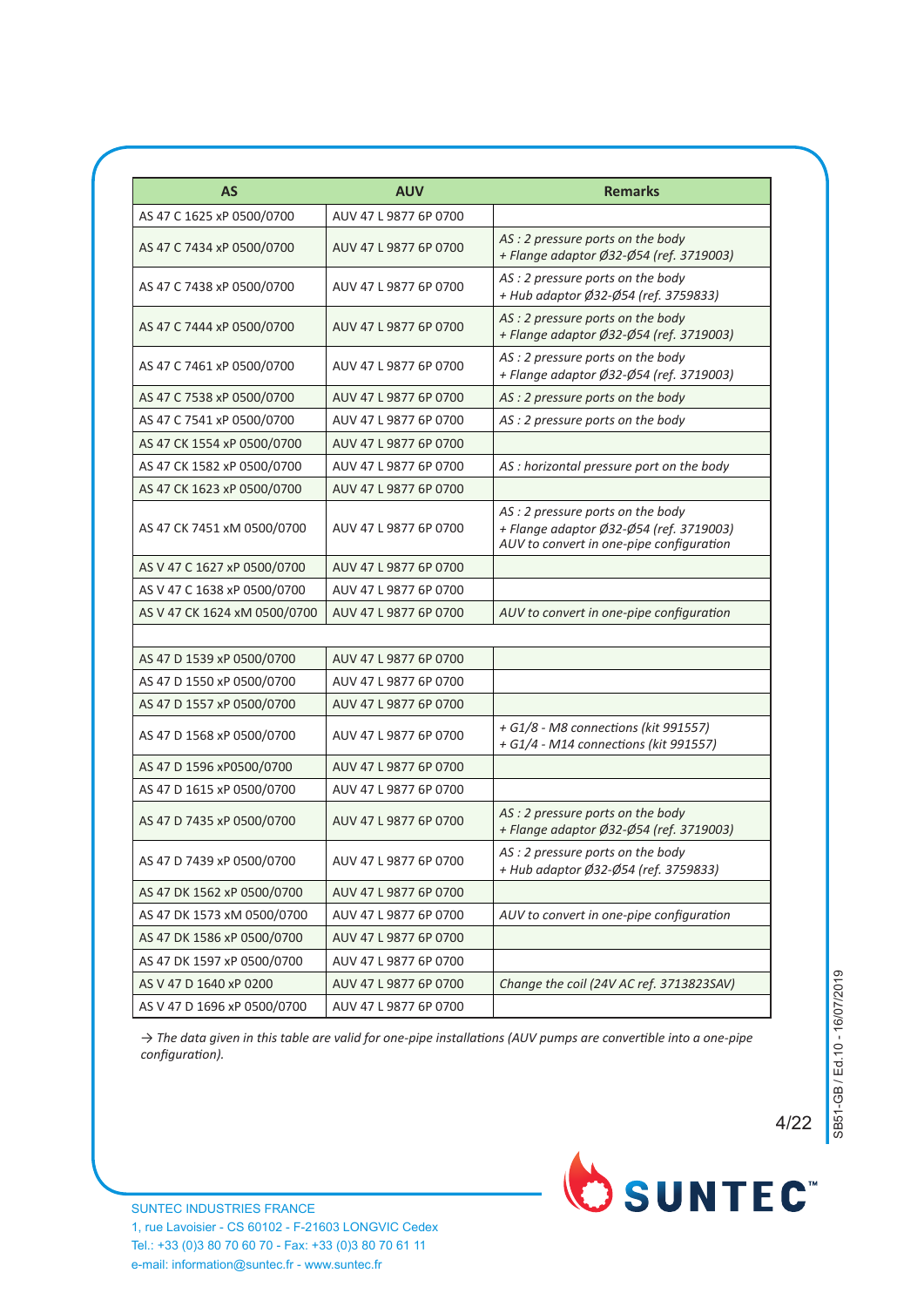| AS | AUV | Remarks |
|---|---|---|
| AS 47 C 1625 xP 0500/0700 | AUV 47 L 9877 6P 0700 | |
| AS 47 C 7434 xP 0500/0700 | AUV 47 L 9877 6P 0700 | *AS : 2 pressure ports on the body*<br>*+ Flange adaptor Ø32-Ø54 (ref. 3719003)* |
| AS 47 C 7438 xP 0500/0700 | AUV 47 L 9877 6P 0700 | *AS : 2 pressure ports on the body*<br>*+ Hub adaptor Ø32-Ø54 (ref. 3759833)* |
| AS 47 C 7444 xP 0500/0700 | AUV 47 L 9877 6P 0700 | *AS : 2 pressure ports on the body*<br>*+ Flange adaptor Ø32-Ø54 (ref. 3719003)* |
| AS 47 C 7461 xP 0500/0700 | AUV 47 L 9877 6P 0700 | *AS : 2 pressure ports on the body*<br>*+ Flange adaptor Ø32-Ø54 (ref. 3719003)* |
| AS 47 C 7538 xP 0500/0700 | AUV 47 L 9877 6P 0700 | *AS : 2 pressure ports on the body* |
| AS 47 C 7541 xP 0500/0700 | AUV 47 L 9877 6P 0700 | *AS : 2 pressure ports on the body* |
| AS 47 CK 1554 xP 0500/0700 | AUV 47 L 9877 6P 0700 | |
| AS 47 CK 1582 xP 0500/0700 | AUV 47 L 9877 6P 0700 | *AS : horizontal pressure port on the body* |
| AS 47 CK 1623 xP 0500/0700 | AUV 47 L 9877 6P 0700 | |
| AS 47 CK 7451 xM 0500/0700 | AUV 47 L 9877 6P 0700 | *AS : 2 pressure ports on the body*<br>*+ Flange adaptor Ø32-Ø54 (ref. 3719003)*<br>*AUV to convert in one-pipe configuration* |
| AS V 47 C 1627 xP 0500/0700 | AUV 47 L 9877 6P 0700 | |
| AS V 47 C 1638 xP 0500/0700 | AUV 47 L 9877 6P 0700 | |
| AS V 47 CK 1624 xM 0500/0700 | AUV 47 L 9877 6P 0700 | *AUV to convert in one-pipe configuration* |
| | | |
| AS 47 D 1539 xP 0500/0700 | AUV 47 L 9877 6P 0700 | |
| AS 47 D 1550 xP 0500/0700 | AUV 47 L 9877 6P 0700 | |
| AS 47 D 1557 xP 0500/0700 | AUV 47 L 9877 6P 0700 | |
| AS 47 D 1568 xP 0500/0700 | AUV 47 L 9877 6P 0700 | *+ G1/8 - M8 connections (kit 991557)*<br>*+ G1/4 - M14 connections (kit 991557)* |
| AS 47 D 1596 xP0500/0700 | AUV 47 L 9877 6P 0700 | |
| AS 47 D 1615 xP 0500/0700 | AUV 47 L 9877 6P 0700 | |
| AS 47 D 7435 xP 0500/0700 | AUV 47 L 9877 6P 0700 | *AS : 2 pressure ports on the body*<br>*+ Flange adaptor Ø32-Ø54 (ref. 3719003)* |
| AS 47 D 7439 xP 0500/0700 | AUV 47 L 9877 6P 0700 | *AS : 2 pressure ports on the body*<br>*+ Hub adaptor Ø32-Ø54 (ref. 3759833)* |
| AS 47 DK 1562 xP 0500/0700 | AUV 47 L 9877 6P 0700 | |
| AS 47 DK 1573 xM 0500/0700 | AUV 47 L 9877 6P 0700 | *AUV to convert in one-pipe configuration* |
| AS 47 DK 1586 xP 0500/0700 | AUV 47 L 9877 6P 0700 | |
| AS 47 DK 1597 xP 0500/0700 | AUV 47 L 9877 6P 0700 | |
| AS V 47 D 1640 xP 0200 | AUV 47 L 9877 6P 0700 | *Change the coil (24V AC ref. 3713823SAV)* |
| AS V 47 D 1696 xP 0500/0700 | AUV 47 L 9877 6P 0700 | |

→ *The data given in this table are valid for one-pipe installations (AUV pumps are convertible into a one-pipe configuration).*

SUNTEC INDUSTRIES FRANCE
1, rue Lavoisier - CS 60102 - F-21603 LONGVIC Cedex
Tel.: +33 (0)3 80 70 60 70 - Fax: +33 (0)3 80 70 61 11
e-mail: information@suntec.fr - www.suntec.fr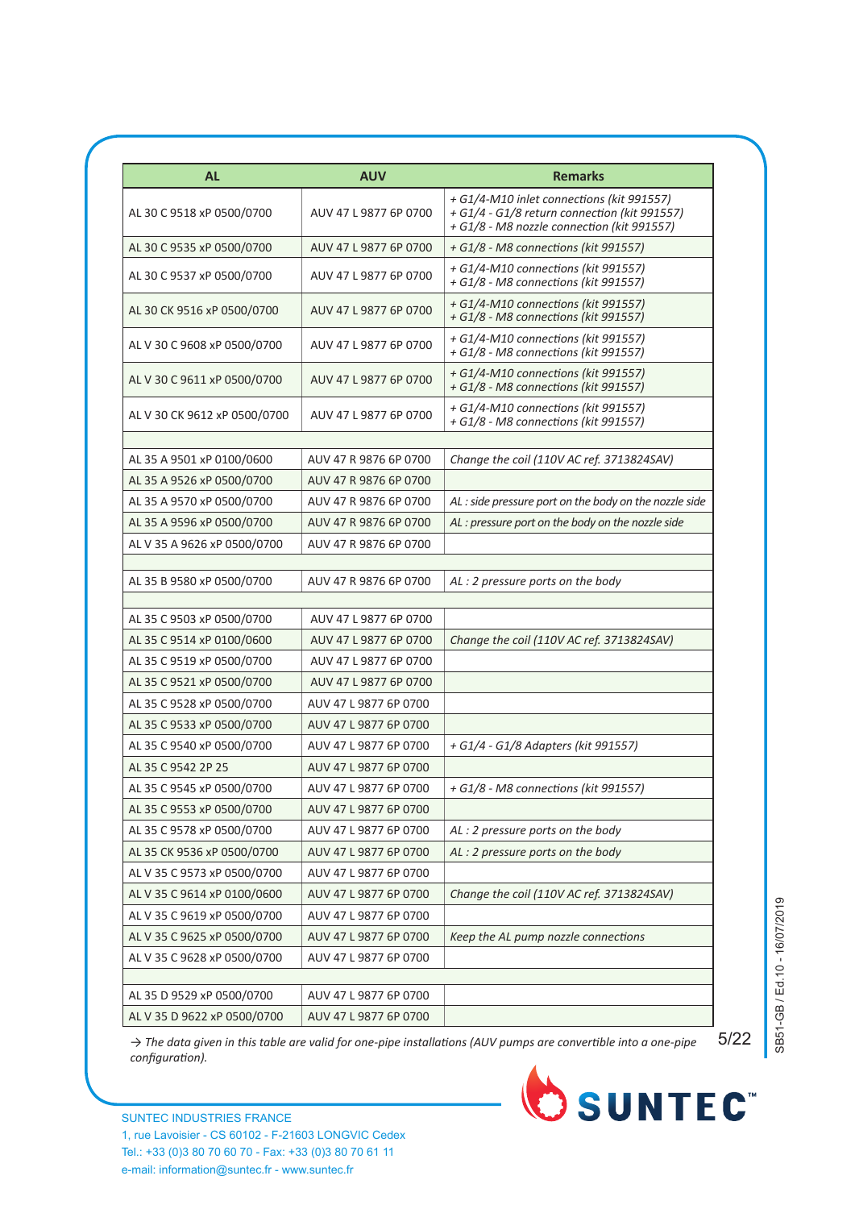| AL | AUV | Remarks |
|---|---|---|
| AL 30 C 9518 xP 0500/0700 | AUV 47 L 9877 6P 0700 | *+ G1/4-M10 inlet connections (kit 991557)*<br>*+ G1/4 - G1/8 return connection (kit 991557)*<br>*+ G1/8 - M8 nozzle connection (kit 991557)* |
| AL 30 C 9535 xP 0500/0700 | AUV 47 L 9877 6P 0700 | *+ G1/8 - M8 connections (kit 991557)* |
| AL 30 C 9537 xP 0500/0700 | AUV 47 L 9877 6P 0700 | *+ G1/4-M10 connections (kit 991557)*<br>*+ G1/8 - M8 connections (kit 991557)* |
| AL 30 CK 9516 xP 0500/0700 | AUV 47 L 9877 6P 0700 | *+ G1/4-M10 connections (kit 991557)*<br>*+ G1/8 - M8 connections (kit 991557)* |
| AL V 30 C 9608 xP 0500/0700 | AUV 47 L 9877 6P 0700 | *+ G1/4-M10 connections (kit 991557)*<br>*+ G1/8 - M8 connections (kit 991557)* |
| AL V 30 C 9611 xP 0500/0700 | AUV 47 L 9877 6P 0700 | *+ G1/4-M10 connections (kit 991557)*<br>*+ G1/8 - M8 connections (kit 991557)* |
| AL V 30 CK 9612 xP 0500/0700 | AUV 47 L 9877 6P 0700 | *+ G1/4-M10 connections (kit 991557)*<br>*+ G1/8 - M8 connections (kit 991557)* |
| | | |
| AL 35 A 9501 xP 0100/0600 | AUV 47 R 9876 6P 0700 | *Change the coil (110V AC ref. 3713824SAV)* |
| AL 35 A 9526 xP 0500/0700 | AUV 47 R 9876 6P 0700 | |
| AL 35 A 9570 xP 0500/0700 | AUV 47 R 9876 6P 0700 | *AL : side pressure port on the body on the nozzle side* |
| AL 35 A 9596 xP 0500/0700 | AUV 47 R 9876 6P 0700 | *AL : pressure port on the body on the nozzle side* |
| AL V 35 A 9626 xP 0500/0700 | AUV 47 R 9876 6P 0700 | |
| | | |
| AL 35 B 9580 xP 0500/0700 | AUV 47 R 9876 6P 0700 | *AL : 2 pressure ports on the body* |
| | | |
| AL 35 C 9503 xP 0500/0700 | AUV 47 L 9877 6P 0700 | |
| AL 35 C 9514 xP 0100/0600 | AUV 47 L 9877 6P 0700 | *Change the coil (110V AC ref. 3713824SAV)* |
| AL 35 C 9519 xP 0500/0700 | AUV 47 L 9877 6P 0700 | |
| AL 35 C 9521 xP 0500/0700 | AUV 47 L 9877 6P 0700 | |
| AL 35 C 9528 xP 0500/0700 | AUV 47 L 9877 6P 0700 | |
| AL 35 C 9533 xP 0500/0700 | AUV 47 L 9877 6P 0700 | |
| AL 35 C 9540 xP 0500/0700 | AUV 47 L 9877 6P 0700 | *+ G1/4 - G1/8 Adapters (kit 991557)* |
| AL 35 C 9542 2P 25 | AUV 47 L 9877 6P 0700 | |
| AL 35 C 9545 xP 0500/0700 | AUV 47 L 9877 6P 0700 | *+ G1/8 - M8 connections (kit 991557)* |
| AL 35 C 9553 xP 0500/0700 | AUV 47 L 9877 6P 0700 | |
| AL 35 C 9578 xP 0500/0700 | AUV 47 L 9877 6P 0700 | *AL : 2 pressure ports on the body* |
| AL 35 CK 9536 xP 0500/0700 | AUV 47 L 9877 6P 0700 | *AL : 2 pressure ports on the body* |
| AL V 35 C 9573 xP 0500/0700 | AUV 47 L 9877 6P 0700 | |
| AL V 35 C 9614 xP 0100/0600 | AUV 47 L 9877 6P 0700 | *Change the coil (110V AC ref. 3713824SAV)* |
| AL V 35 C 9619 xP 0500/0700 | AUV 47 L 9877 6P 0700 | |
| AL V 35 C 9625 xP 0500/0700 | AUV 47 L 9877 6P 0700 | *Keep the AL pump nozzle connections* |
| AL V 35 C 9628 xP 0500/0700 | AUV 47 L 9877 6P 0700 | |
| | | |
| AL 35 D 9529 xP 0500/0700 | AUV 47 L 9877 6P 0700 | |
| AL V 35 D 9622 xP 0500/0700 | AUV 47 L 9877 6P 0700 | |

*→ The data given in this table are valid for one-pipe installations (AUV pumps are convertible into a one-pipe configuration).*

SUNTEC INDUSTRIES FRANCE
1, rue Lavoisier - CS 60102 - F-21603 LONGVIC Cedex
Tel.: +33 (0)3 80 70 60 70 - Fax: +33 (0)3 80 70 61 11
e-mail: information@suntec.fr - www.suntec.fr

SUNTEC™

SB51-GB / Ed.10 - 16/07/2019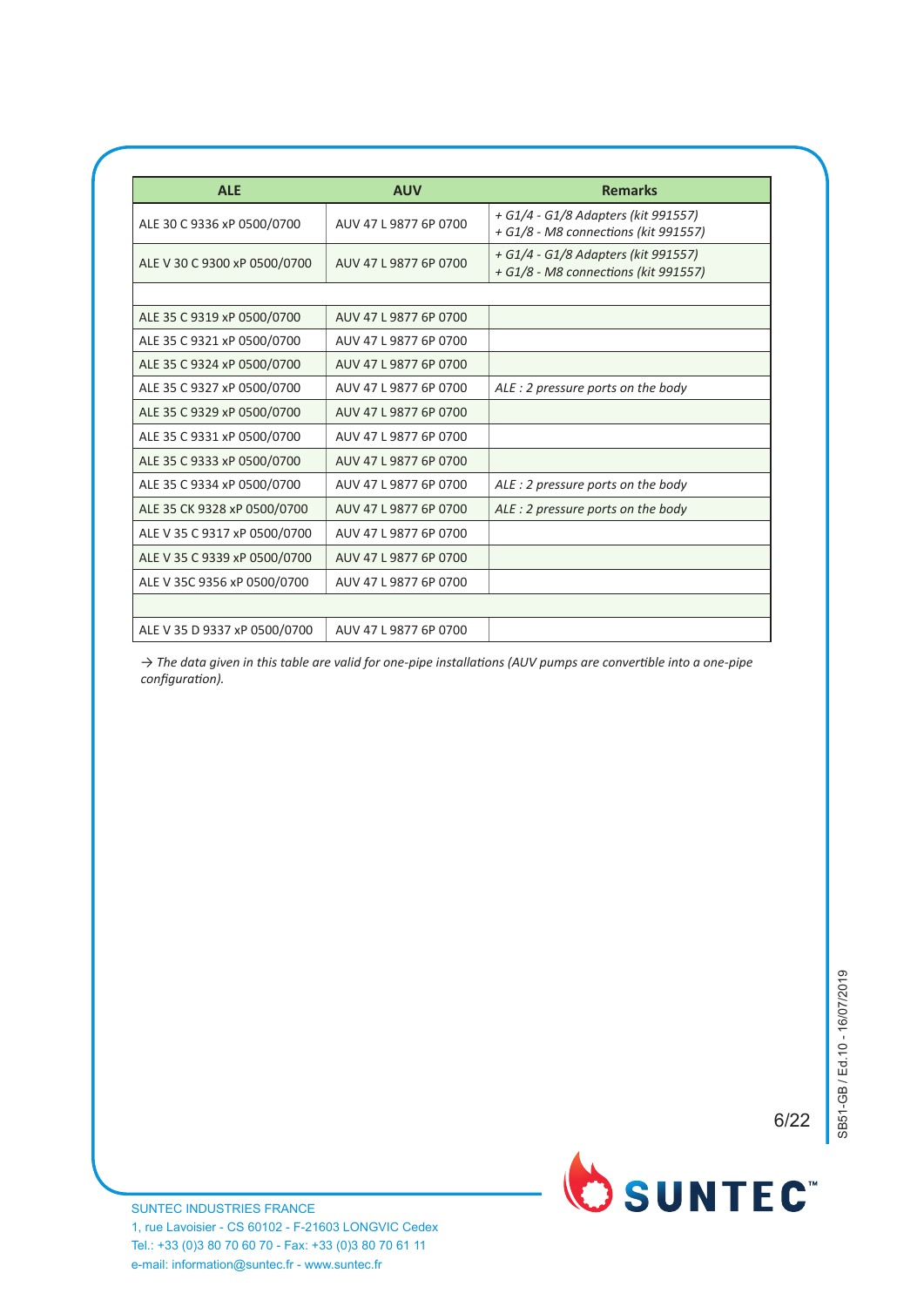| ALE | AUV | Remarks |
|---|---|---|
| ALE 30 C 9336 xP 0500/0700 | AUV 47 L 9877 6P 0700 | *+ G1/4 - G1/8 Adapters (kit 991557)*<br>*+ G1/8 - M8 connections (kit 991557)* |
| ALE V 30 C 9300 xP 0500/0700 | AUV 47 L 9877 6P 0700 | *+ G1/4 - G1/8 Adapters (kit 991557)*<br>*+ G1/8 - M8 connections (kit 991557)* |
| | | |
| ALE 35 C 9319 xP 0500/0700 | AUV 47 L 9877 6P 0700 | |
| ALE 35 C 9321 xP 0500/0700 | AUV 47 L 9877 6P 0700 | |
| ALE 35 C 9324 xP 0500/0700 | AUV 47 L 9877 6P 0700 | |
| ALE 35 C 9327 xP 0500/0700 | AUV 47 L 9877 6P 0700 | *ALE : 2 pressure ports on the body* |
| ALE 35 C 9329 xP 0500/0700 | AUV 47 L 9877 6P 0700 | |
| ALE 35 C 9331 xP 0500/0700 | AUV 47 L 9877 6P 0700 | |
| ALE 35 C 9333 xP 0500/0700 | AUV 47 L 9877 6P 0700 | |
| ALE 35 C 9334 xP 0500/0700 | AUV 47 L 9877 6P 0700 | *ALE : 2 pressure ports on the body* |
| ALE 35 CK 9328 xP 0500/0700 | AUV 47 L 9877 6P 0700 | *ALE : 2 pressure ports on the body* |
| ALE V 35 C 9317 xP 0500/0700 | AUV 47 L 9877 6P 0700 | |
| ALE V 35 C 9339 xP 0500/0700 | AUV 47 L 9877 6P 0700 | |
| ALE V 35C 9356 xP 0500/0700 | AUV 47 L 9877 6P 0700 | |
| | | |
| ALE V 35 D 9337 xP 0500/0700 | AUV 47 L 9877 6P 0700 | |

*→ The data given in this table are valid for one-pipe installations (AUV pumps are convertible into a one-pipe configuration).*

SUNTEC INDUSTRIES FRANCE
1, rue Lavoisier - CS 60102 - F-21603 LONGVIC Cedex
Tel.: +33 (0)3 80 70 60 70 - Fax: +33 (0)3 80 70 61 11
e-mail: information@suntec.fr - www.suntec.fr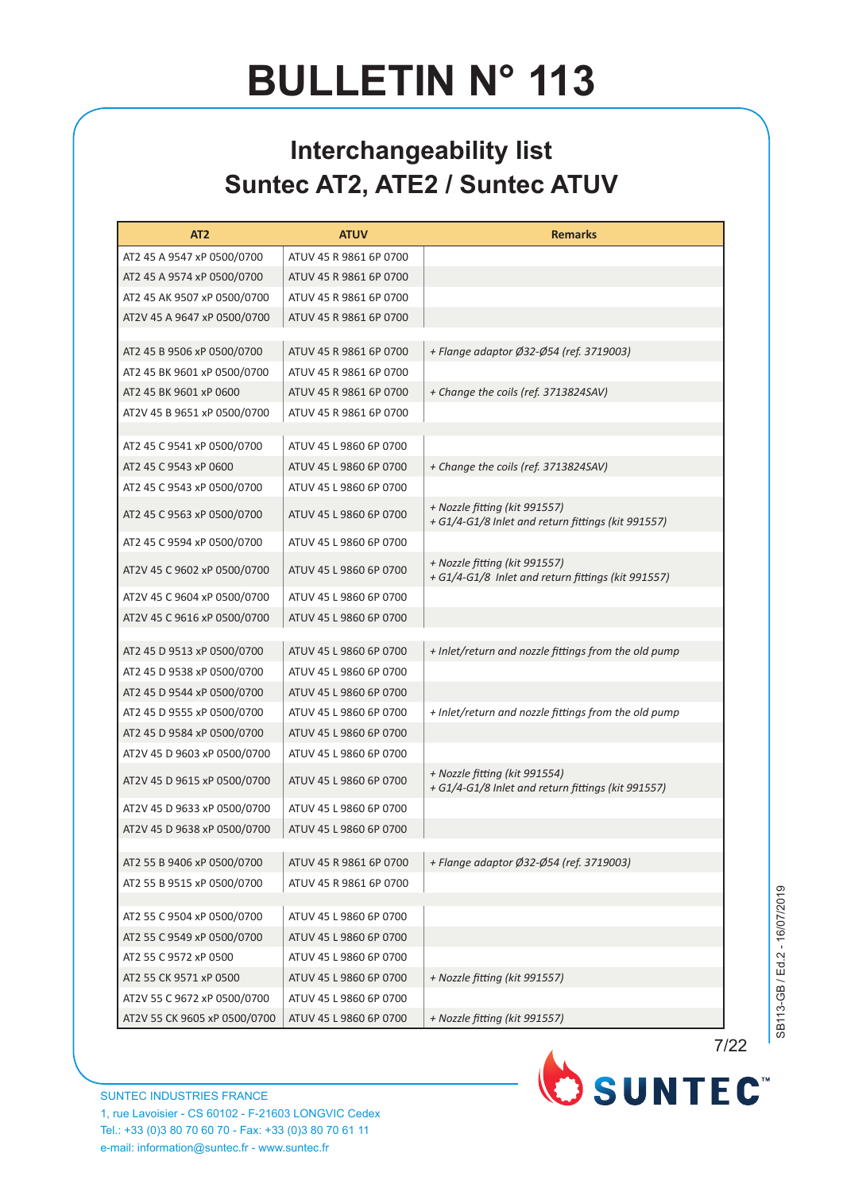# BULLETIN N° 113

## Interchangeability list
## Suntec AT2, ATE2 / Suntec ATUV

| AT2 | ATUV | Remarks |
|---|---|---|
| AT2 45 A 9547 xP 0500/0700 | ATUV 45 R 9861 6P 0700 | |
| AT2 45 A 9574 xP 0500/0700 | ATUV 45 R 9861 6P 0700 | |
| AT2 45 AK 9507 xP 0500/0700 | ATUV 45 R 9861 6P 0700 | |
| AT2V 45 A 9647 xP 0500/0700 | ATUV 45 R 9861 6P 0700 | |
| | | |
| AT2 45 B 9506 xP 0500/0700 | ATUV 45 R 9861 6P 0700 | *+ Flange adaptor Ø32-Ø54 (ref. 3719003)* |
| AT2 45 BK 9601 xP 0500/0700 | ATUV 45 R 9861 6P 0700 | |
| AT2 45 BK 9601 xP 0600 | ATUV 45 R 9861 6P 0700 | *+ Change the coils (ref. 3713824SAV)* |
| AT2V 45 B 9651 xP 0500/0700 | ATUV 45 R 9861 6P 0700 | |
| | | |
| AT2 45 C 9541 xP 0500/0700 | ATUV 45 L 9860 6P 0700 | |
| AT2 45 C 9543 xP 0600 | ATUV 45 L 9860 6P 0700 | *+ Change the coils (ref. 3713824SAV)* |
| AT2 45 C 9543 xP 0500/0700 | ATUV 45 L 9860 6P 0700 | |
| AT2 45 C 9563 xP 0500/0700 | ATUV 45 L 9860 6P 0700 | *+ Nozzle fitting (kit 991557)*<br>*+ G1/4-G1/8 Inlet and return fittings (kit 991557)* |
| AT2 45 C 9594 xP 0500/0700 | ATUV 45 L 9860 6P 0700 | |
| AT2V 45 C 9602 xP 0500/0700 | ATUV 45 L 9860 6P 0700 | *+ Nozzle fitting (kit 991557)*<br>*+ G1/4-G1/8 Inlet and return fittings (kit 991557)* |
| AT2V 45 C 9604 xP 0500/0700 | ATUV 45 L 9860 6P 0700 | |
| AT2V 45 C 9616 xP 0500/0700 | ATUV 45 L 9860 6P 0700 | |
| | | |
| AT2 45 D 9513 xP 0500/0700 | ATUV 45 L 9860 6P 0700 | *+ Inlet/return and nozzle fittings from the old pump* |
| AT2 45 D 9538 xP 0500/0700 | ATUV 45 L 9860 6P 0700 | |
| AT2 45 D 9544 xP 0500/0700 | ATUV 45 L 9860 6P 0700 | |
| AT2 45 D 9555 xP 0500/0700 | ATUV 45 L 9860 6P 0700 | *+ Inlet/return and nozzle fittings from the old pump* |
| AT2 45 D 9584 xP 0500/0700 | ATUV 45 L 9860 6P 0700 | |
| AT2V 45 D 9603 xP 0500/0700 | ATUV 45 L 9860 6P 0700 | |
| AT2V 45 D 9615 xP 0500/0700 | ATUV 45 L 9860 6P 0700 | *+ Nozzle fitting (kit 991554)*<br>*+ G1/4-G1/8 Inlet and return fittings (kit 991557)* |
| AT2V 45 D 9633 xP 0500/0700 | ATUV 45 L 9860 6P 0700 | |
| AT2V 45 D 9638 xP 0500/0700 | ATUV 45 L 9860 6P 0700 | |
| | | |
| AT2 55 B 9406 xP 0500/0700 | ATUV 45 R 9861 6P 0700 | *+ Flange adaptor Ø32-Ø54 (ref. 3719003)* |
| AT2 55 B 9515 xP 0500/0700 | ATUV 45 R 9861 6P 0700 | |
| | | |
| AT2 55 C 9504 xP 0500/0700 | ATUV 45 L 9860 6P 0700 | |
| AT2 55 C 9549 xP 0500/0700 | ATUV 45 L 9860 6P 0700 | |
| AT2 55 C 9572 xP 0500 | ATUV 45 L 9860 6P 0700 | |
| AT2 55 CK 9571 xP 0500 | ATUV 45 L 9860 6P 0700 | *+ Nozzle fitting (kit 991557)* |
| AT2V 55 C 9672 xP 0500/0700 | ATUV 45 L 9860 6P 0700 | |
| AT2V 55 CK 9605 xP 0500/0700 | ATUV 45 L 9860 6P 0700 | *+ Nozzle fitting (kit 991557)* |

SUNTEC INDUSTRIES FRANCE
1, rue Lavoisier - CS 60102 - F-21603 LONGVIC Cedex
Tel.: +33 (0)3 80 70 60 70 - Fax: +33 (0)3 80 70 61 11
e-mail: information@suntec.fr - www.suntec.fr

SB113-GB / Ed.2 - 16/07/2019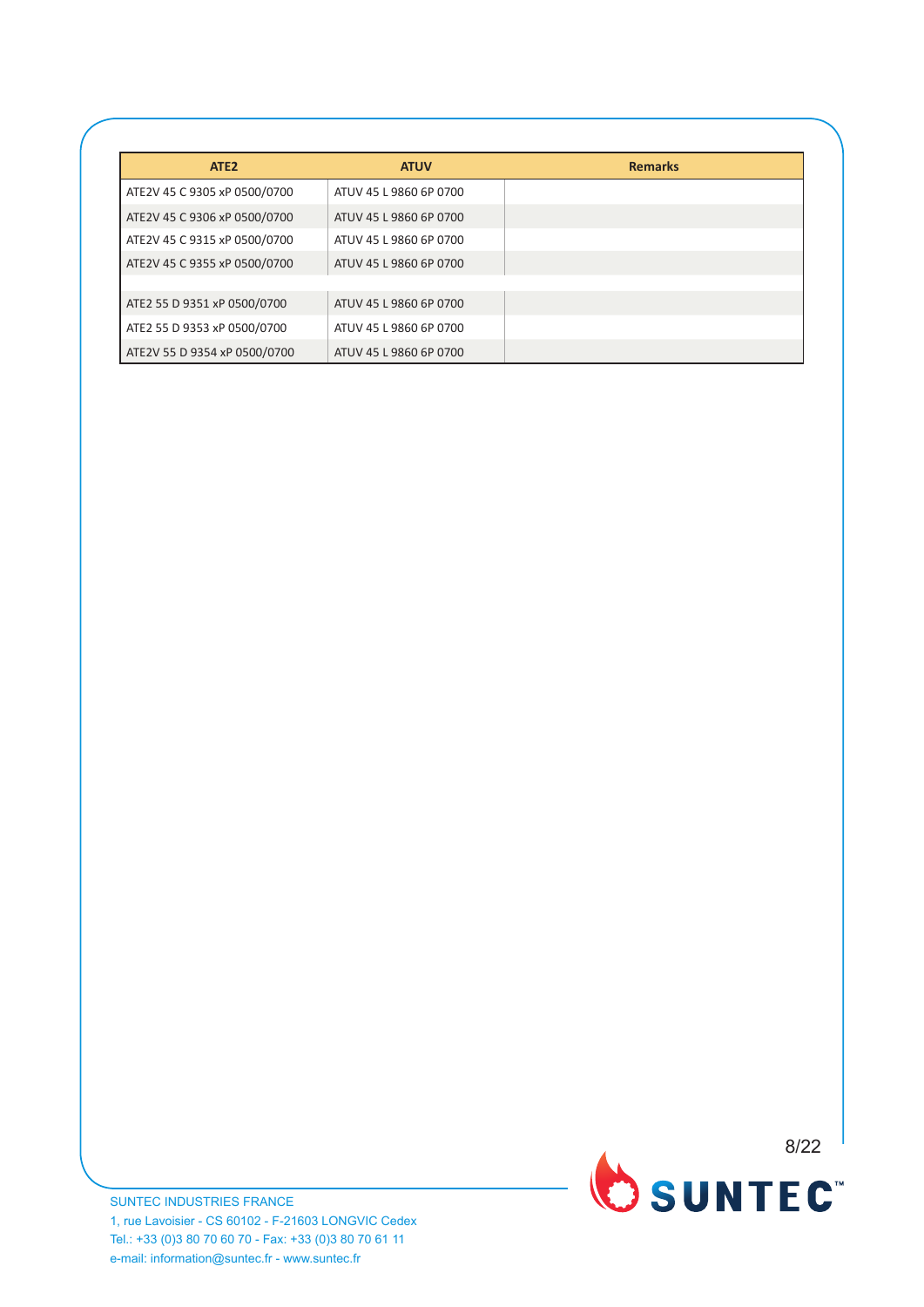| ATE2 | ATUV | Remarks |
|---|---|---|
| ATE2V 45 C 9305 xP 0500/0700 | ATUV 45 L 9860 6P 0700 | |
| ATE2V 45 C 9306 xP 0500/0700 | ATUV 45 L 9860 6P 0700 | |
| ATE2V 45 C 9315 xP 0500/0700 | ATUV 45 L 9860 6P 0700 | |
| ATE2V 45 C 9355 xP 0500/0700 | ATUV 45 L 9860 6P 0700 | |
| | | |
| ATE2 55 D 9351 xP 0500/0700 | ATUV 45 L 9860 6P 0700 | |
| ATE2 55 D 9353 xP 0500/0700 | ATUV 45 L 9860 6P 0700 | |
| ATE2V 55 D 9354 xP 0500/0700 | ATUV 45 L 9860 6P 0700 | |

SUNTEC INDUSTRIES FRANCE
1, rue Lavoisier - CS 60102 - F-21603 LONGVIC Cedex
Tel.: +33 (0)3 80 70 60 70 - Fax: +33 (0)3 80 70 61 11
e-mail: information@suntec.fr - www.suntec.fr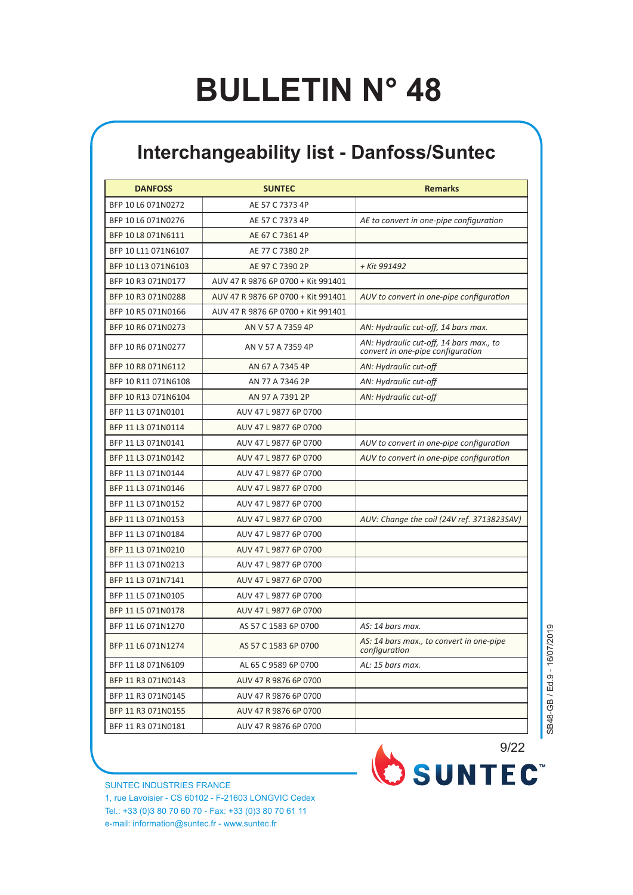# BULLETIN N° 48

## Interchangeability list - Danfoss/Suntec

| DANFOSS | SUNTEC | Remarks |
|---|---|---|
| BFP 10 L6 071N0272 | AE 57 C 7373 4P | |
| BFP 10 L6 071N0276 | AE 57 C 7373 4P | *AE to convert in one-pipe configuration* |
| BFP 10 L8 071N6111 | AE 67 C 7361 4P | |
| BFP 10 L11 071N6107 | AE 77 C 7380 2P | |
| BFP 10 L13 071N6103 | AE 97 C 7390 2P | *+ Kit 991492* |
| BFP 10 R3 071N0177 | AUV 47 R 9876 6P 0700 + Kit 991401 | |
| BFP 10 R3 071N0288 | AUV 47 R 9876 6P 0700 + Kit 991401 | *AUV to convert in one-pipe configuration* |
| BFP 10 R5 071N0166 | AUV 47 R 9876 6P 0700 + Kit 991401 | |
| BFP 10 R6 071N0273 | AN V 57 A 7359 4P | *AN: Hydraulic cut-off, 14 bars max.* |
| BFP 10 R6 071N0277 | AN V 57 A 7359 4P | *AN: Hydraulic cut-off, 14 bars max., to convert in one-pipe configuration* |
| BFP 10 R8 071N6112 | AN 67 A 7345 4P | *AN: Hydraulic cut-off* |
| BFP 10 R11 071N6108 | AN 77 A 7346 2P | *AN: Hydraulic cut-off* |
| BFP 10 R13 071N6104 | AN 97 A 7391 2P | *AN: Hydraulic cut-off* |
| BFP 11 L3 071N0101 | AUV 47 L 9877 6P 0700 | |
| BFP 11 L3 071N0114 | AUV 47 L 9877 6P 0700 | |
| BFP 11 L3 071N0141 | AUV 47 L 9877 6P 0700 | *AUV to convert in one-pipe configuration* |
| BFP 11 L3 071N0142 | AUV 47 L 9877 6P 0700 | *AUV to convert in one-pipe configuration* |
| BFP 11 L3 071N0144 | AUV 47 L 9877 6P 0700 | |
| BFP 11 L3 071N0146 | AUV 47 L 9877 6P 0700 | |
| BFP 11 L3 071N0152 | AUV 47 L 9877 6P 0700 | |
| BFP 11 L3 071N0153 | AUV 47 L 9877 6P 0700 | *AUV: Change the coil (24V ref. 3713823SAV)* |
| BFP 11 L3 071N0184 | AUV 47 L 9877 6P 0700 | |
| BFP 11 L3 071N0210 | AUV 47 L 9877 6P 0700 | |
| BFP 11 L3 071N0213 | AUV 47 L 9877 6P 0700 | |
| BFP 11 L3 071N7141 | AUV 47 L 9877 6P 0700 | |
| BFP 11 L5 071N0105 | AUV 47 L 9877 6P 0700 | |
| BFP 11 L5 071N0178 | AUV 47 L 9877 6P 0700 | |
| BFP 11 L6 071N1270 | AS 57 C 1583 6P 0700 | *AS: 14 bars max.* |
| BFP 11 L6 071N1274 | AS 57 C 1583 6P 0700 | *AS: 14 bars max., to convert in one-pipe configuration* |
| BFP 11 L8 071N6109 | AL 65 C 9589 6P 0700 | *AL: 15 bars max.* |
| BFP 11 R3 071N0143 | AUV 47 R 9876 6P 0700 | |
| BFP 11 R3 071N0145 | AUV 47 R 9876 6P 0700 | |
| BFP 11 R3 071N0155 | AUV 47 R 9876 6P 0700 | |
| BFP 11 R3 071N0181 | AUV 47 R 9876 6P 0700 | |

SB48-GB / Ed.9 - 16/07/2019

SUNTEC INDUSTRIES FRANCE
1, rue Lavoisier - CS 60102 - F-21603 LONGVIC Cedex
Tel.: +33 (0)3 80 70 60 70 - Fax: +33 (0)3 80 70 61 11
e-mail: information@suntec.fr - www.suntec.fr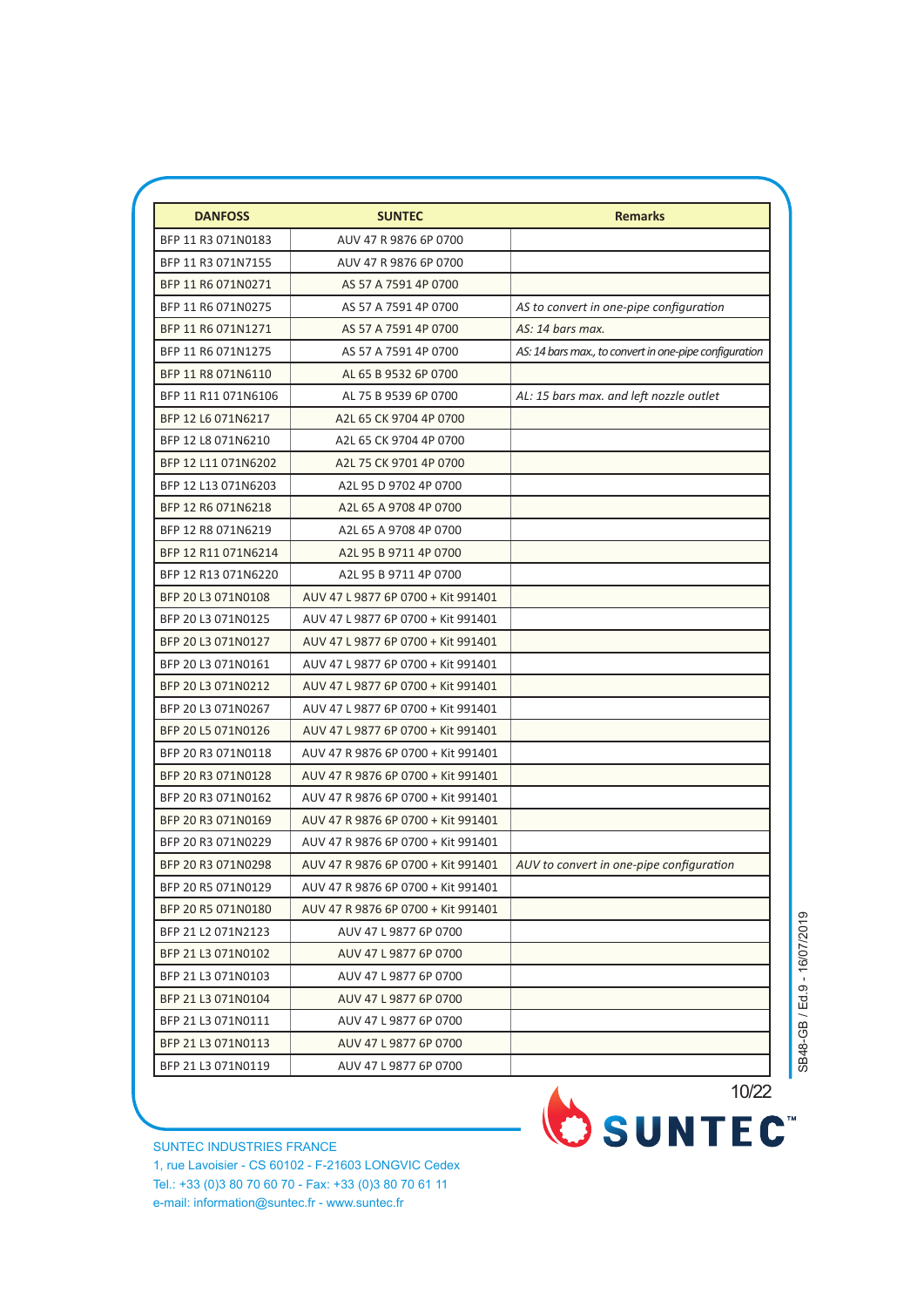| DANFOSS | SUNTEC | Remarks |
|---|---|---|
| BFP 11 R3 071N0183 | AUV 47 R 9876 6P 0700 | |
| BFP 11 R3 071N7155 | AUV 47 R 9876 6P 0700 | |
| BFP 11 R6 071N0271 | AS 57 A 7591 4P 0700 | |
| BFP 11 R6 071N0275 | AS 57 A 7591 4P 0700 | *AS to convert in one-pipe configuration* |
| BFP 11 R6 071N1271 | AS 57 A 7591 4P 0700 | *AS: 14 bars max.* |
| BFP 11 R6 071N1275 | AS 57 A 7591 4P 0700 | *AS: 14 bars max., to convert in one-pipe configuration* |
| BFP 11 R8 071N6110 | AL 65 B 9532 6P 0700 | |
| BFP 11 R11 071N6106 | AL 75 B 9539 6P 0700 | *AL: 15 bars max. and left nozzle outlet* |
| BFP 12 L6 071N6217 | A2L 65 CK 9704 4P 0700 | |
| BFP 12 L8 071N6210 | A2L 65 CK 9704 4P 0700 | |
| BFP 12 L11 071N6202 | A2L 75 CK 9701 4P 0700 | |
| BFP 12 L13 071N6203 | A2L 95 D 9702 4P 0700 | |
| BFP 12 R6 071N6218 | A2L 65 A 9708 4P 0700 | |
| BFP 12 R8 071N6219 | A2L 65 A 9708 4P 0700 | |
| BFP 12 R11 071N6214 | A2L 95 B 9711 4P 0700 | |
| BFP 12 R13 071N6220 | A2L 95 B 9711 4P 0700 | |
| BFP 20 L3 071N0108 | AUV 47 L 9877 6P 0700 + Kit 991401 | |
| BFP 20 L3 071N0125 | AUV 47 L 9877 6P 0700 + Kit 991401 | |
| BFP 20 L3 071N0127 | AUV 47 L 9877 6P 0700 + Kit 991401 | |
| BFP 20 L3 071N0161 | AUV 47 L 9877 6P 0700 + Kit 991401 | |
| BFP 20 L3 071N0212 | AUV 47 L 9877 6P 0700 + Kit 991401 | |
| BFP 20 L3 071N0267 | AUV 47 L 9877 6P 0700 + Kit 991401 | |
| BFP 20 L5 071N0126 | AUV 47 L 9877 6P 0700 + Kit 991401 | |
| BFP 20 R3 071N0118 | AUV 47 R 9876 6P 0700 + Kit 991401 | |
| BFP 20 R3 071N0128 | AUV 47 R 9876 6P 0700 + Kit 991401 | |
| BFP 20 R3 071N0162 | AUV 47 R 9876 6P 0700 + Kit 991401 | |
| BFP 20 R3 071N0169 | AUV 47 R 9876 6P 0700 + Kit 991401 | |
| BFP 20 R3 071N0229 | AUV 47 R 9876 6P 0700 + Kit 991401 | |
| BFP 20 R3 071N0298 | AUV 47 R 9876 6P 0700 + Kit 991401 | *AUV to convert in one-pipe configuration* |
| BFP 20 R5 071N0129 | AUV 47 R 9876 6P 0700 + Kit 991401 | |
| BFP 20 R5 071N0180 | AUV 47 R 9876 6P 0700 + Kit 991401 | |
| BFP 21 L2 071N2123 | AUV 47 L 9877 6P 0700 | |
| BFP 21 L3 071N0102 | AUV 47 L 9877 6P 0700 | |
| BFP 21 L3 071N0103 | AUV 47 L 9877 6P 0700 | |
| BFP 21 L3 071N0104 | AUV 47 L 9877 6P 0700 | |
| BFP 21 L3 071N0111 | AUV 47 L 9877 6P 0700 | |
| BFP 21 L3 071N0113 | AUV 47 L 9877 6P 0700 | |
| BFP 21 L3 071N0119 | AUV 47 L 9877 6P 0700 | |

SUNTEC INDUSTRIES FRANCE
1, rue Lavoisier - CS 60102 - F-21603 LONGVIC Cedex
Tel.: +33 (0)3 80 70 60 70 - Fax: +33 (0)3 80 70 61 11
e-mail: information@suntec.fr - www.suntec.fr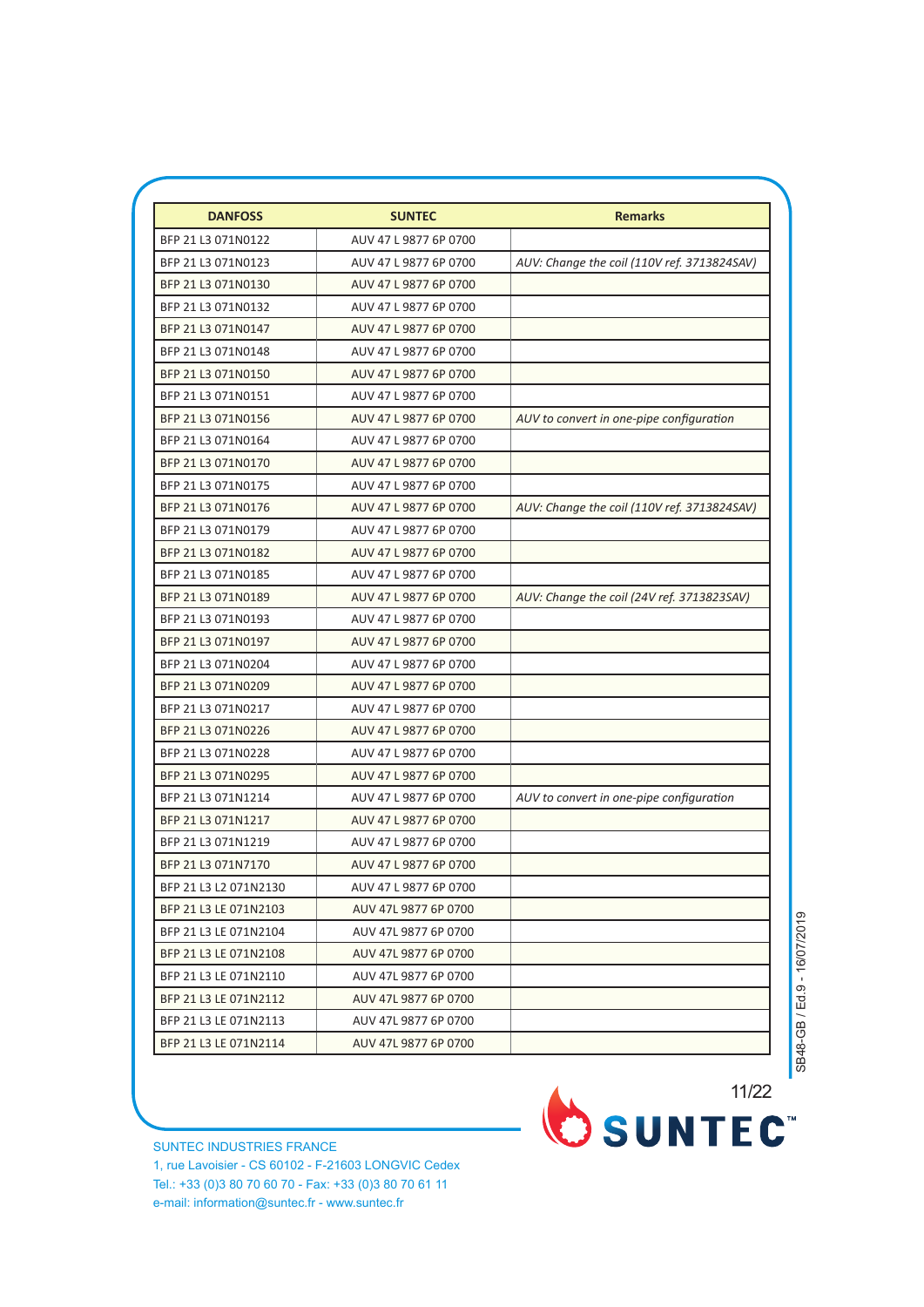| DANFOSS | SUNTEC | Remarks |
|---|---|---|
| BFP 21 L3 071N0122 | AUV 47 L 9877 6P 0700 | |
| BFP 21 L3 071N0123 | AUV 47 L 9877 6P 0700 | *AUV: Change the coil (110V ref. 3713824SAV)* |
| BFP 21 L3 071N0130 | AUV 47 L 9877 6P 0700 | |
| BFP 21 L3 071N0132 | AUV 47 L 9877 6P 0700 | |
| BFP 21 L3 071N0147 | AUV 47 L 9877 6P 0700 | |
| BFP 21 L3 071N0148 | AUV 47 L 9877 6P 0700 | |
| BFP 21 L3 071N0150 | AUV 47 L 9877 6P 0700 | |
| BFP 21 L3 071N0151 | AUV 47 L 9877 6P 0700 | |
| BFP 21 L3 071N0156 | AUV 47 L 9877 6P 0700 | *AUV to convert in one-pipe configuration* |
| BFP 21 L3 071N0164 | AUV 47 L 9877 6P 0700 | |
| BFP 21 L3 071N0170 | AUV 47 L 9877 6P 0700 | |
| BFP 21 L3 071N0175 | AUV 47 L 9877 6P 0700 | |
| BFP 21 L3 071N0176 | AUV 47 L 9877 6P 0700 | *AUV: Change the coil (110V ref. 3713824SAV)* |
| BFP 21 L3 071N0179 | AUV 47 L 9877 6P 0700 | |
| BFP 21 L3 071N0182 | AUV 47 L 9877 6P 0700 | |
| BFP 21 L3 071N0185 | AUV 47 L 9877 6P 0700 | |
| BFP 21 L3 071N0189 | AUV 47 L 9877 6P 0700 | *AUV: Change the coil (24V ref. 3713823SAV)* |
| BFP 21 L3 071N0193 | AUV 47 L 9877 6P 0700 | |
| BFP 21 L3 071N0197 | AUV 47 L 9877 6P 0700 | |
| BFP 21 L3 071N0204 | AUV 47 L 9877 6P 0700 | |
| BFP 21 L3 071N0209 | AUV 47 L 9877 6P 0700 | |
| BFP 21 L3 071N0217 | AUV 47 L 9877 6P 0700 | |
| BFP 21 L3 071N0226 | AUV 47 L 9877 6P 0700 | |
| BFP 21 L3 071N0228 | AUV 47 L 9877 6P 0700 | |
| BFP 21 L3 071N0295 | AUV 47 L 9877 6P 0700 | |
| BFP 21 L3 071N1214 | AUV 47 L 9877 6P 0700 | *AUV to convert in one-pipe configuration* |
| BFP 21 L3 071N1217 | AUV 47 L 9877 6P 0700 | |
| BFP 21 L3 071N1219 | AUV 47 L 9877 6P 0700 | |
| BFP 21 L3 071N7170 | AUV 47 L 9877 6P 0700 | |
| BFP 21 L3 L2 071N2130 | AUV 47 L 9877 6P 0700 | |
| BFP 21 L3 LE 071N2103 | AUV 47L 9877 6P 0700 | |
| BFP 21 L3 LE 071N2104 | AUV 47L 9877 6P 0700 | |
| BFP 21 L3 LE 071N2108 | AUV 47L 9877 6P 0700 | |
| BFP 21 L3 LE 071N2110 | AUV 47L 9877 6P 0700 | |
| BFP 21 L3 LE 071N2112 | AUV 47L 9877 6P 0700 | |
| BFP 21 L3 LE 071N2113 | AUV 47L 9877 6P 0700 | |
| BFP 21 L3 LE 071N2114 | AUV 47L 9877 6P 0700 | |

SUNTEC INDUSTRIES FRANCE
1, rue Lavoisier - CS 60102 - F-21603 LONGVIC Cedex
Tel.: +33 (0)3 80 70 60 70 - Fax: +33 (0)3 80 70 61 11
e-mail: information@suntec.fr - www.suntec.fr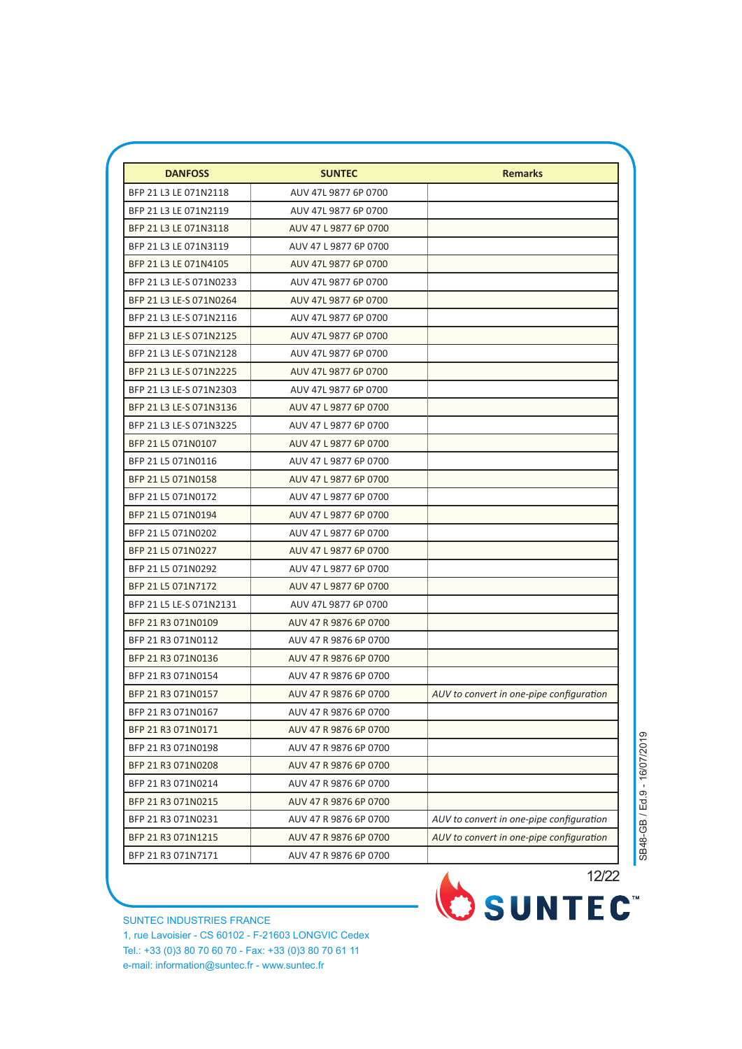| DANFOSS | SUNTEC | Remarks |
|---|---|---|
| BFP 21 L3 LE 071N2118 | AUV 47L 9877 6P 0700 | |
| BFP 21 L3 LE 071N2119 | AUV 47L 9877 6P 0700 | |
| BFP 21 L3 LE 071N3118 | AUV 47 L 9877 6P 0700 | |
| BFP 21 L3 LE 071N3119 | AUV 47 L 9877 6P 0700 | |
| BFP 21 L3 LE 071N4105 | AUV 47L 9877 6P 0700 | |
| BFP 21 L3 LE-S 071N0233 | AUV 47L 9877 6P 0700 | |
| BFP 21 L3 LE-S 071N0264 | AUV 47L 9877 6P 0700 | |
| BFP 21 L3 LE-S 071N2116 | AUV 47L 9877 6P 0700 | |
| BFP 21 L3 LE-S 071N2125 | AUV 47L 9877 6P 0700 | |
| BFP 21 L3 LE-S 071N2128 | AUV 47L 9877 6P 0700 | |
| BFP 21 L3 LE-S 071N2225 | AUV 47L 9877 6P 0700 | |
| BFP 21 L3 LE-S 071N2303 | AUV 47L 9877 6P 0700 | |
| BFP 21 L3 LE-S 071N3136 | AUV 47 L 9877 6P 0700 | |
| BFP 21 L3 LE-S 071N3225 | AUV 47 L 9877 6P 0700 | |
| BFP 21 L5 071N0107 | AUV 47 L 9877 6P 0700 | |
| BFP 21 L5 071N0116 | AUV 47 L 9877 6P 0700 | |
| BFP 21 L5 071N0158 | AUV 47 L 9877 6P 0700 | |
| BFP 21 L5 071N0172 | AUV 47 L 9877 6P 0700 | |
| BFP 21 L5 071N0194 | AUV 47 L 9877 6P 0700 | |
| BFP 21 L5 071N0202 | AUV 47 L 9877 6P 0700 | |
| BFP 21 L5 071N0227 | AUV 47 L 9877 6P 0700 | |
| BFP 21 L5 071N0292 | AUV 47 L 9877 6P 0700 | |
| BFP 21 L5 071N7172 | AUV 47 L 9877 6P 0700 | |
| BFP 21 L5 LE-S 071N2131 | AUV 47L 9877 6P 0700 | |
| BFP 21 R3 071N0109 | AUV 47 R 9876 6P 0700 | |
| BFP 21 R3 071N0112 | AUV 47 R 9876 6P 0700 | |
| BFP 21 R3 071N0136 | AUV 47 R 9876 6P 0700 | |
| BFP 21 R3 071N0154 | AUV 47 R 9876 6P 0700 | |
| BFP 21 R3 071N0157 | AUV 47 R 9876 6P 0700 | *AUV to convert in one-pipe configuration* |
| BFP 21 R3 071N0167 | AUV 47 R 9876 6P 0700 | |
| BFP 21 R3 071N0171 | AUV 47 R 9876 6P 0700 | |
| BFP 21 R3 071N0198 | AUV 47 R 9876 6P 0700 | |
| BFP 21 R3 071N0208 | AUV 47 R 9876 6P 0700 | |
| BFP 21 R3 071N0214 | AUV 47 R 9876 6P 0700 | |
| BFP 21 R3 071N0215 | AUV 47 R 9876 6P 0700 | |
| BFP 21 R3 071N0231 | AUV 47 R 9876 6P 0700 | *AUV to convert in one-pipe configuration* |
| BFP 21 R3 071N1215 | AUV 47 R 9876 6P 0700 | *AUV to convert in one-pipe configuration* |
| BFP 21 R3 071N7171 | AUV 47 R 9876 6P 0700 | |

SB48-GB / Ed.9 - 16/07/2019

SUNTEC INDUSTRIES FRANCE
1, rue Lavoisier - CS 60102 - F-21603 LONGVIC Cedex
Tel.: +33 (0)3 80 70 60 70 - Fax: +33 (0)3 80 70 61 11
e-mail: information@suntec.fr - www.suntec.fr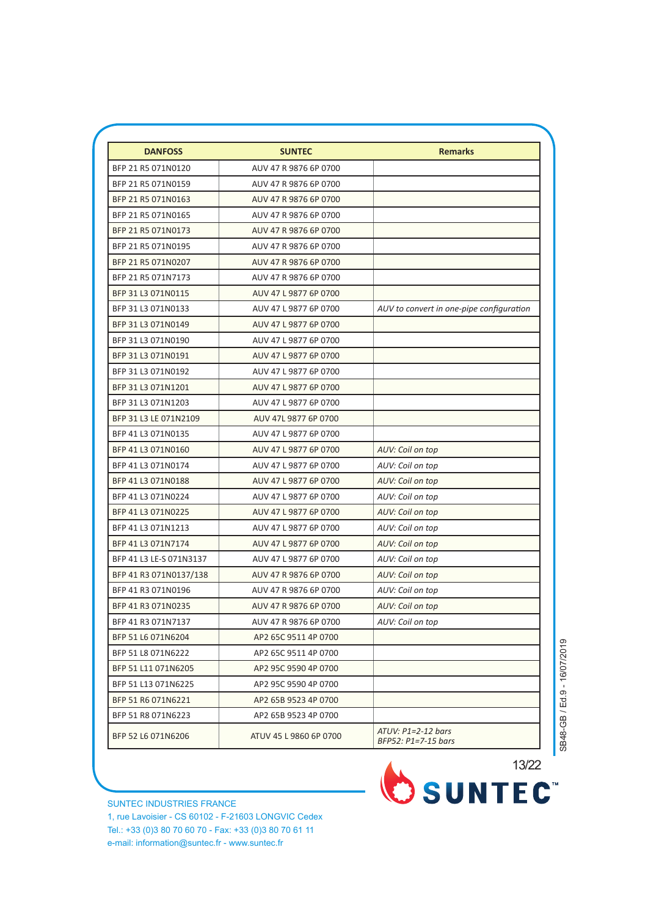| DANFOSS | SUNTEC | Remarks |
|---|---|---|
| BFP 21 R5 071N0120 | AUV 47 R 9876 6P 0700 | |
| BFP 21 R5 071N0159 | AUV 47 R 9876 6P 0700 | |
| BFP 21 R5 071N0163 | AUV 47 R 9876 6P 0700 | |
| BFP 21 R5 071N0165 | AUV 47 R 9876 6P 0700 | |
| BFP 21 R5 071N0173 | AUV 47 R 9876 6P 0700 | |
| BFP 21 R5 071N0195 | AUV 47 R 9876 6P 0700 | |
| BFP 21 R5 071N0207 | AUV 47 R 9876 6P 0700 | |
| BFP 21 R5 071N7173 | AUV 47 R 9876 6P 0700 | |
| BFP 31 L3 071N0115 | AUV 47 L 9877 6P 0700 | |
| BFP 31 L3 071N0133 | AUV 47 L 9877 6P 0700 | *AUV to convert in one-pipe configuration* |
| BFP 31 L3 071N0149 | AUV 47 L 9877 6P 0700 | |
| BFP 31 L3 071N0190 | AUV 47 L 9877 6P 0700 | |
| BFP 31 L3 071N0191 | AUV 47 L 9877 6P 0700 | |
| BFP 31 L3 071N0192 | AUV 47 L 9877 6P 0700 | |
| BFP 31 L3 071N1201 | AUV 47 L 9877 6P 0700 | |
| BFP 31 L3 071N1203 | AUV 47 L 9877 6P 0700 | |
| BFP 31 L3 LE 071N2109 | AUV 47L 9877 6P 0700 | |
| BFP 41 L3 071N0135 | AUV 47 L 9877 6P 0700 | |
| BFP 41 L3 071N0160 | AUV 47 L 9877 6P 0700 | *AUV: Coil on top* |
| BFP 41 L3 071N0174 | AUV 47 L 9877 6P 0700 | *AUV: Coil on top* |
| BFP 41 L3 071N0188 | AUV 47 L 9877 6P 0700 | *AUV: Coil on top* |
| BFP 41 L3 071N0224 | AUV 47 L 9877 6P 0700 | *AUV: Coil on top* |
| BFP 41 L3 071N0225 | AUV 47 L 9877 6P 0700 | *AUV: Coil on top* |
| BFP 41 L3 071N1213 | AUV 47 L 9877 6P 0700 | *AUV: Coil on top* |
| BFP 41 L3 071N7174 | AUV 47 L 9877 6P 0700 | *AUV: Coil on top* |
| BFP 41 L3 LE-S 071N3137 | AUV 47 L 9877 6P 0700 | *AUV: Coil on top* |
| BFP 41 R3 071N0137/138 | AUV 47 R 9876 6P 0700 | *AUV: Coil on top* |
| BFP 41 R3 071N0196 | AUV 47 R 9876 6P 0700 | *AUV: Coil on top* |
| BFP 41 R3 071N0235 | AUV 47 R 9876 6P 0700 | *AUV: Coil on top* |
| BFP 41 R3 071N7137 | AUV 47 R 9876 6P 0700 | *AUV: Coil on top* |
| BFP 51 L6 071N6204 | AP2 65C 9511 4P 0700 | |
| BFP 51 L8 071N6222 | AP2 65C 9511 4P 0700 | |
| BFP 51 L11 071N6205 | AP2 95C 9590 4P 0700 | |
| BFP 51 L13 071N6225 | AP2 95C 9590 4P 0700 | |
| BFP 51 R6 071N6221 | AP2 65B 9523 4P 0700 | |
| BFP 51 R8 071N6223 | AP2 65B 9523 4P 0700 | |
| BFP 52 L6 071N6206 | ATUV 45 L 9860 6P 0700 | *ATUV: P1=2-12 bars*<br>*BFP52: P1=7-15 bars* |

SB48-GB / Ed.9 - 16/07/2019

SUNTEC INDUSTRIES FRANCE
1, rue Lavoisier - CS 60102 - F-21603 LONGVIC Cedex
Tel.: +33 (0)3 80 70 60 70 - Fax: +33 (0)3 80 70 61 11
e-mail: information@suntec.fr - www.suntec.fr

SUNTEC™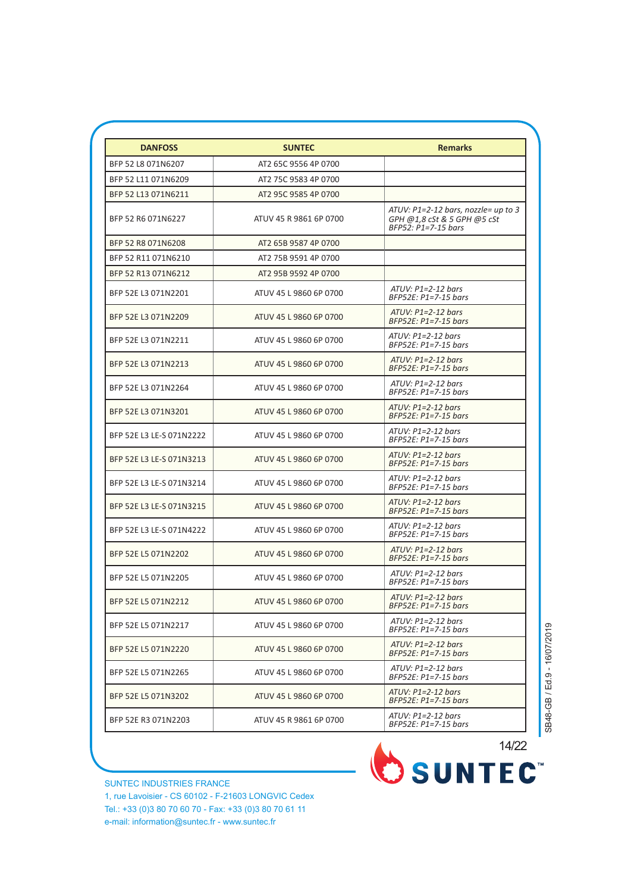| DANFOSS | SUNTEC | Remarks |
|---|---|---|
| BFP 52 L8 071N6207 | AT2 65C 9556 4P 0700 | |
| BFP 52 L11 071N6209 | AT2 75C 9583 4P 0700 | |
| BFP 52 L13 071N6211 | AT2 95C 9585 4P 0700 | |
| BFP 52 R6 071N6227 | ATUV 45 R 9861 6P 0700 | *ATUV: P1=2-12 bars, nozzle= up to 3 GPH @1,8 cSt & 5 GPH @5 cSt BFP52: P1=7-15 bars* |
| BFP 52 R8 071N6208 | AT2 65B 9587 4P 0700 | |
| BFP 52 R11 071N6210 | AT2 75B 9591 4P 0700 | |
| BFP 52 R13 071N6212 | AT2 95B 9592 4P 0700 | |
| BFP 52E L3 071N2201 | ATUV 45 L 9860 6P 0700 | *ATUV: P1=2-12 bars BFP52E: P1=7-15 bars* |
| BFP 52E L3 071N2209 | ATUV 45 L 9860 6P 0700 | *ATUV: P1=2-12 bars BFP52E: P1=7-15 bars* |
| BFP 52E L3 071N2211 | ATUV 45 L 9860 6P 0700 | *ATUV: P1=2-12 bars BFP52E: P1=7-15 bars* |
| BFP 52E L3 071N2213 | ATUV 45 L 9860 6P 0700 | *ATUV: P1=2-12 bars BFP52E: P1=7-15 bars* |
| BFP 52E L3 071N2264 | ATUV 45 L 9860 6P 0700 | *ATUV: P1=2-12 bars BFP52E: P1=7-15 bars* |
| BFP 52E L3 071N3201 | ATUV 45 L 9860 6P 0700 | *ATUV: P1=2-12 bars BFP52E: P1=7-15 bars* |
| BFP 52E L3 LE-S 071N2222 | ATUV 45 L 9860 6P 0700 | *ATUV: P1=2-12 bars BFP52E: P1=7-15 bars* |
| BFP 52E L3 LE-S 071N3213 | ATUV 45 L 9860 6P 0700 | *ATUV: P1=2-12 bars BFP52E: P1=7-15 bars* |
| BFP 52E L3 LE-S 071N3214 | ATUV 45 L 9860 6P 0700 | *ATUV: P1=2-12 bars BFP52E: P1=7-15 bars* |
| BFP 52E L3 LE-S 071N3215 | ATUV 45 L 9860 6P 0700 | *ATUV: P1=2-12 bars BFP52E: P1=7-15 bars* |
| BFP 52E L3 LE-S 071N4222 | ATUV 45 L 9860 6P 0700 | *ATUV: P1=2-12 bars BFP52E: P1=7-15 bars* |
| BFP 52E L5 071N2202 | ATUV 45 L 9860 6P 0700 | *ATUV: P1=2-12 bars BFP52E: P1=7-15 bars* |
| BFP 52E L5 071N2205 | ATUV 45 L 9860 6P 0700 | *ATUV: P1=2-12 bars BFP52E: P1=7-15 bars* |
| BFP 52E L5 071N2212 | ATUV 45 L 9860 6P 0700 | *ATUV: P1=2-12 bars BFP52E: P1=7-15 bars* |
| BFP 52E L5 071N2217 | ATUV 45 L 9860 6P 0700 | *ATUV: P1=2-12 bars BFP52E: P1=7-15 bars* |
| BFP 52E L5 071N2220 | ATUV 45 L 9860 6P 0700 | *ATUV: P1=2-12 bars BFP52E: P1=7-15 bars* |
| BFP 52E L5 071N2265 | ATUV 45 L 9860 6P 0700 | *ATUV: P1=2-12 bars BFP52E: P1=7-15 bars* |
| BFP 52E L5 071N3202 | ATUV 45 L 9860 6P 0700 | *ATUV: P1=2-12 bars BFP52E: P1=7-15 bars* |
| BFP 52E R3 071N2203 | ATUV 45 R 9861 6P 0700 | *ATUV: P1=2-12 bars BFP52E: P1=7-15 bars* |

SUNTEC INDUSTRIES FRANCE
1, rue Lavoisier - CS 60102 - F-21603 LONGVIC Cedex
Tel.: +33 (0)3 80 70 60 70 - Fax: +33 (0)3 80 70 61 11
e-mail: information@suntec.fr - www.suntec.fr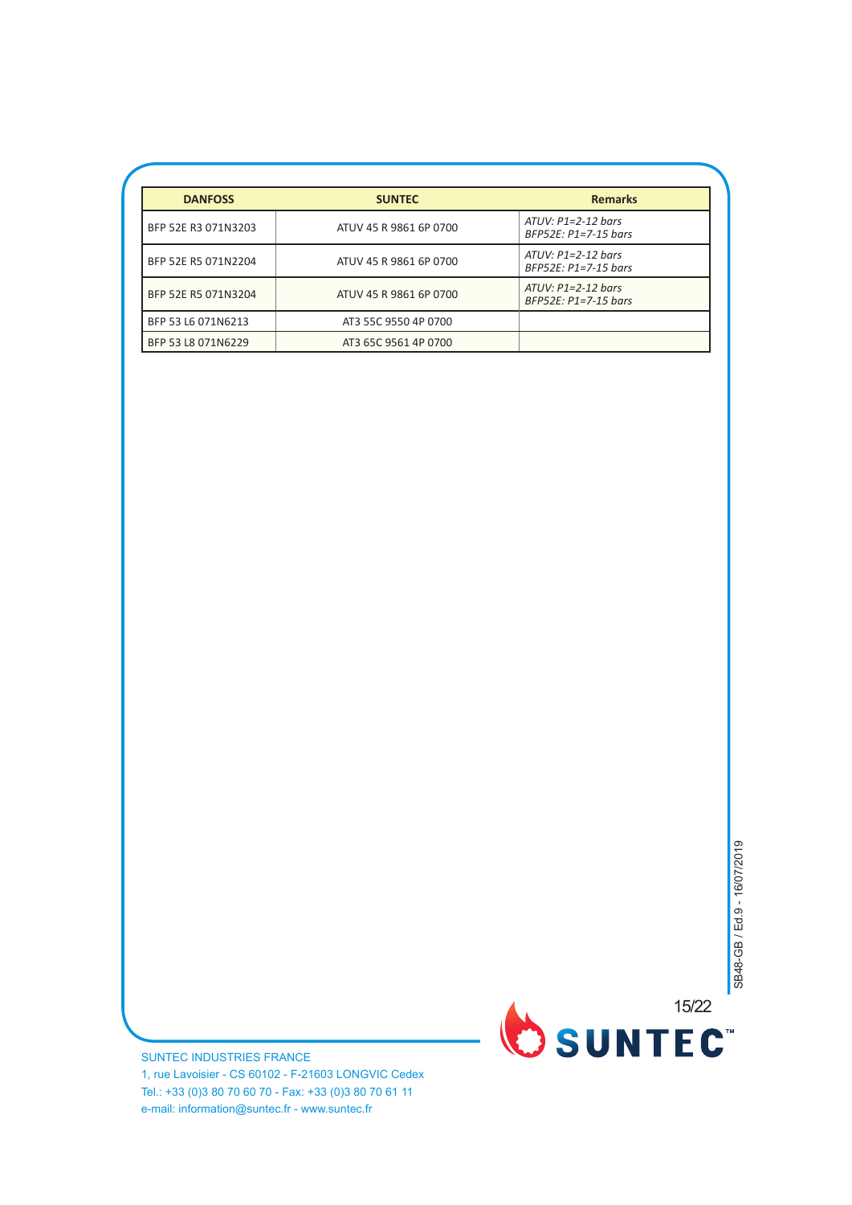| DANFOSS | SUNTEC | Remarks |
|---|---|---|
| BFP 52E R3 071N3203 | ATUV 45 R 9861 6P 0700 | *ATUV: P1=2-12 bars*<br>*BFP52E: P1=7-15 bars* |
| BFP 52E R5 071N2204 | ATUV 45 R 9861 6P 0700 | *ATUV: P1=2-12 bars*<br>*BFP52E: P1=7-15 bars* |
| BFP 52E R5 071N3204 | ATUV 45 R 9861 6P 0700 | *ATUV: P1=2-12 bars*<br>*BFP52E: P1=7-15 bars* |
| BFP 53 L6 071N6213 | AT3 55C 9550 4P 0700 | |
| BFP 53 L8 071N6229 | AT3 65C 9561 4P 0700 | |

SUNTEC INDUSTRIES FRANCE
1, rue Lavoisier - CS 60102 - F-21603 LONGVIC Cedex
Tel.: +33 (0)3 80 70 60 70 - Fax: +33 (0)3 80 70 61 11
e-mail: information@suntec.fr - www.suntec.fr

SB48-GB / Ed.9 - 16/07/2019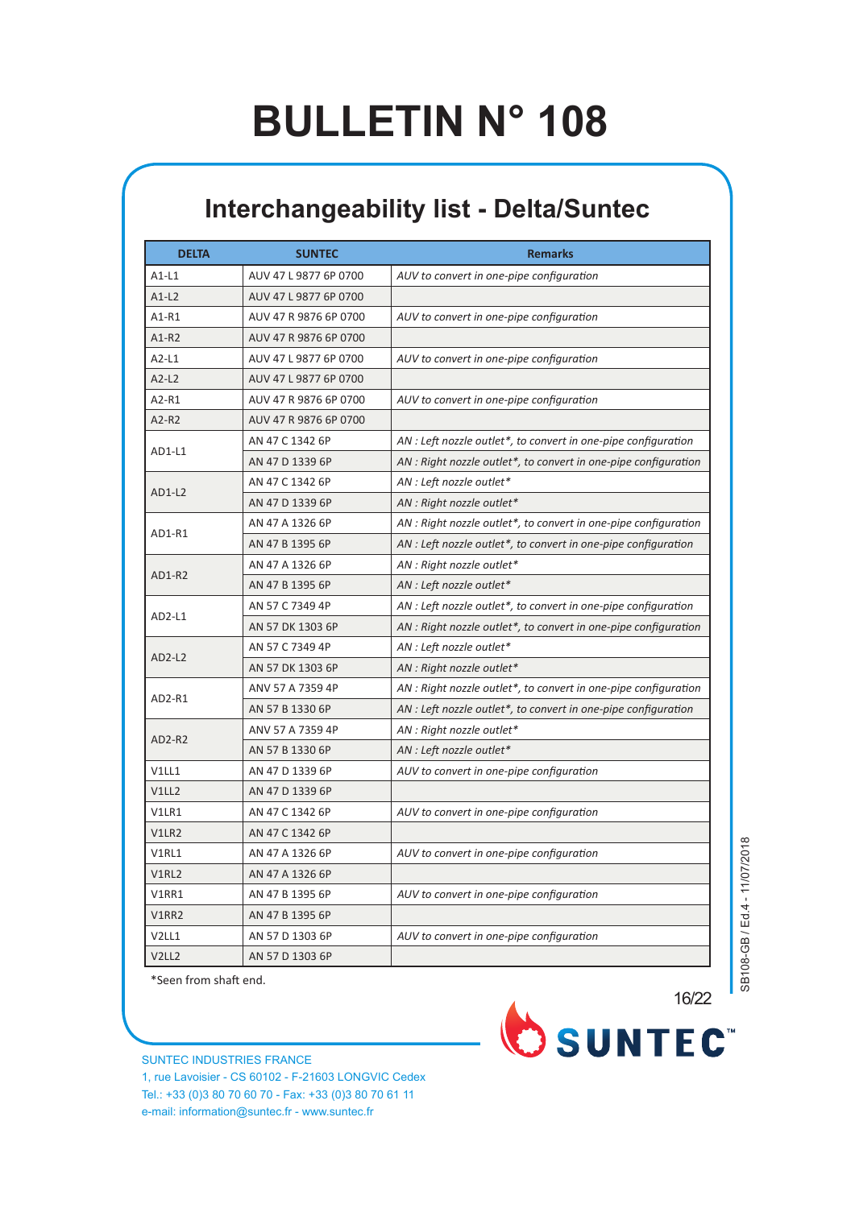# BULLETIN N° 108

## Interchangeability list - Delta/Suntec

| DELTA | SUNTEC | Remarks |
|---|---|---|
| A1-L1 | AUV 47 L 9877 6P 0700 | *AUV to convert in one-pipe configuration* |
| A1-L2 | AUV 47 L 9877 6P 0700 | |
| A1-R1 | AUV 47 R 9876 6P 0700 | *AUV to convert in one-pipe configuration* |
| A1-R2 | AUV 47 R 9876 6P 0700 | |
| A2-L1 | AUV 47 L 9877 6P 0700 | *AUV to convert in one-pipe configuration* |
| A2-L2 | AUV 47 L 9877 6P 0700 | |
| A2-R1 | AUV 47 R 9876 6P 0700 | *AUV to convert in one-pipe configuration* |
| A2-R2 | AUV 47 R 9876 6P 0700 | |
| AD1-L1 | AN 47 C 1342 6P | *AN : Left nozzle outlet*, to convert in one-pipe configuration* |
| | AN 47 D 1339 6P | *AN : Right nozzle outlet*, to convert in one-pipe configuration* |
| AD1-L2 | AN 47 C 1342 6P | *AN : Left nozzle outlet** |
| | AN 47 D 1339 6P | *AN : Right nozzle outlet** |
| AD1-R1 | AN 47 A 1326 6P | *AN : Right nozzle outlet*, to convert in one-pipe configuration* |
| | AN 47 B 1395 6P | *AN : Left nozzle outlet*, to convert in one-pipe configuration* |
| AD1-R2 | AN 47 A 1326 6P | *AN : Right nozzle outlet** |
| | AN 47 B 1395 6P | *AN : Left nozzle outlet** |
| AD2-L1 | AN 57 C 7349 4P | *AN : Left nozzle outlet*, to convert in one-pipe configuration* |
| | AN 57 DK 1303 6P | *AN : Right nozzle outlet*, to convert in one-pipe configuration* |
| AD2-L2 | AN 57 C 7349 4P | *AN : Left nozzle outlet** |
| | AN 57 DK 1303 6P | *AN : Right nozzle outlet** |
| AD2-R1 | ANV 57 A 7359 4P | *AN : Right nozzle outlet*, to convert in one-pipe configuration* |
| | AN 57 B 1330 6P | *AN : Left nozzle outlet*, to convert in one-pipe configuration* |
| AD2-R2 | ANV 57 A 7359 4P | *AN : Right nozzle outlet** |
| | AN 57 B 1330 6P | *AN : Left nozzle outlet** |
| V1LL1 | AN 47 D 1339 6P | *AUV to convert in one-pipe configuration* |
| V1LL2 | AN 47 D 1339 6P | |
| V1LR1 | AN 47 C 1342 6P | *AUV to convert in one-pipe configuration* |
| V1LR2 | AN 47 C 1342 6P | |
| V1RL1 | AN 47 A 1326 6P | *AUV to convert in one-pipe configuration* |
| V1RL2 | AN 47 A 1326 6P | |
| V1RR1 | AN 47 B 1395 6P | *AUV to convert in one-pipe configuration* |
| V1RR2 | AN 47 B 1395 6P | |
| V2LL1 | AN 57 D 1303 6P | *AUV to convert in one-pipe configuration* |
| V2LL2 | AN 57 D 1303 6P | |

*Seen from shaft end.

SB108-GB / Ed.4 - 11/07/2018

SUNTEC INDUSTRIES FRANCE
1, rue Lavoisier - CS 60102 - F-21603 LONGVIC Cedex
Tel.: +33 (0)3 80 70 60 70 - Fax: +33 (0)3 80 70 61 11
e-mail: information@suntec.fr - www.suntec.fr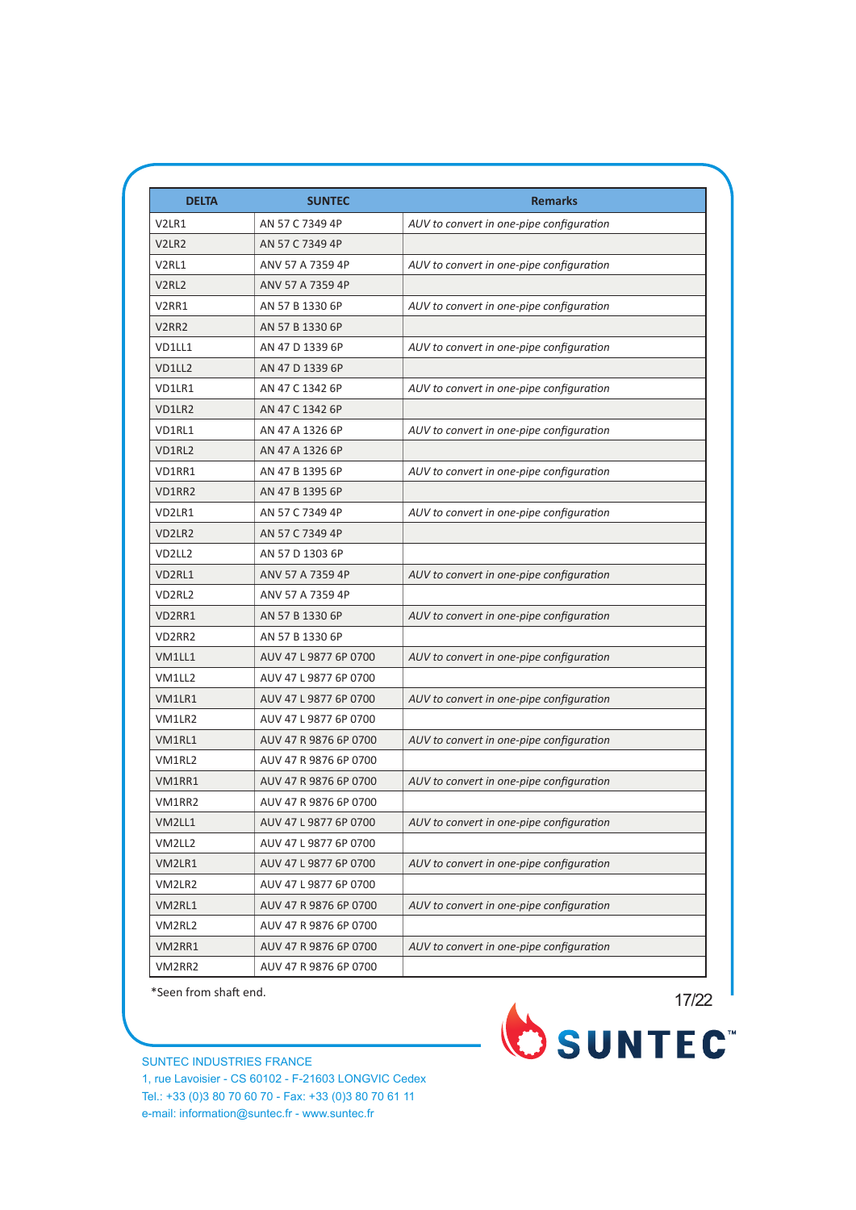| DELTA | SUNTEC | Remarks |
|---|---|---|
| V2LR1 | AN 57 C 7349 4P | *AUV to convert in one-pipe configuration* |
| V2LR2 | AN 57 C 7349 4P | |
| V2RL1 | ANV 57 A 7359 4P | *AUV to convert in one-pipe configuration* |
| V2RL2 | ANV 57 A 7359 4P | |
| V2RR1 | AN 57 B 1330 6P | *AUV to convert in one-pipe configuration* |
| V2RR2 | AN 57 B 1330 6P | |
| VD1LL1 | AN 47 D 1339 6P | *AUV to convert in one-pipe configuration* |
| VD1LL2 | AN 47 D 1339 6P | |
| VD1LR1 | AN 47 C 1342 6P | *AUV to convert in one-pipe configuration* |
| VD1LR2 | AN 47 C 1342 6P | |
| VD1RL1 | AN 47 A 1326 6P | *AUV to convert in one-pipe configuration* |
| VD1RL2 | AN 47 A 1326 6P | |
| VD1RR1 | AN 47 B 1395 6P | *AUV to convert in one-pipe configuration* |
| VD1RR2 | AN 47 B 1395 6P | |
| VD2LR1 | AN 57 C 7349 4P | *AUV to convert in one-pipe configuration* |
| VD2LR2 | AN 57 C 7349 4P | |
| VD2LL2 | AN 57 D 1303 6P | |
| VD2RL1 | ANV 57 A 7359 4P | *AUV to convert in one-pipe configuration* |
| VD2RL2 | ANV 57 A 7359 4P | |
| VD2RR1 | AN 57 B 1330 6P | *AUV to convert in one-pipe configuration* |
| VD2RR2 | AN 57 B 1330 6P | |
| VM1LL1 | AUV 47 L 9877 6P 0700 | *AUV to convert in one-pipe configuration* |
| VM1LL2 | AUV 47 L 9877 6P 0700 | |
| VM1LR1 | AUV 47 L 9877 6P 0700 | *AUV to convert in one-pipe configuration* |
| VM1LR2 | AUV 47 L 9877 6P 0700 | |
| VM1RL1 | AUV 47 R 9876 6P 0700 | *AUV to convert in one-pipe configuration* |
| VM1RL2 | AUV 47 R 9876 6P 0700 | |
| VM1RR1 | AUV 47 R 9876 6P 0700 | *AUV to convert in one-pipe configuration* |
| VM1RR2 | AUV 47 R 9876 6P 0700 | |
| VM2LL1 | AUV 47 L 9877 6P 0700 | *AUV to convert in one-pipe configuration* |
| VM2LL2 | AUV 47 L 9877 6P 0700 | |
| VM2LR1 | AUV 47 L 9877 6P 0700 | *AUV to convert in one-pipe configuration* |
| VM2LR2 | AUV 47 L 9877 6P 0700 | |
| VM2RL1 | AUV 47 R 9876 6P 0700 | *AUV to convert in one-pipe configuration* |
| VM2RL2 | AUV 47 R 9876 6P 0700 | |
| VM2RR1 | AUV 47 R 9876 6P 0700 | *AUV to convert in one-pipe configuration* |
| VM2RR2 | AUV 47 R 9876 6P 0700 | |

*Seen from shaft end.

SUNTEC INDUSTRIES FRANCE
1, rue Lavoisier - CS 60102 - F-21603 LONGVIC Cedex
Tel.: +33 (0)3 80 70 60 70 - Fax: +33 (0)3 80 70 61 11
e-mail: information@suntec.fr - www.suntec.fr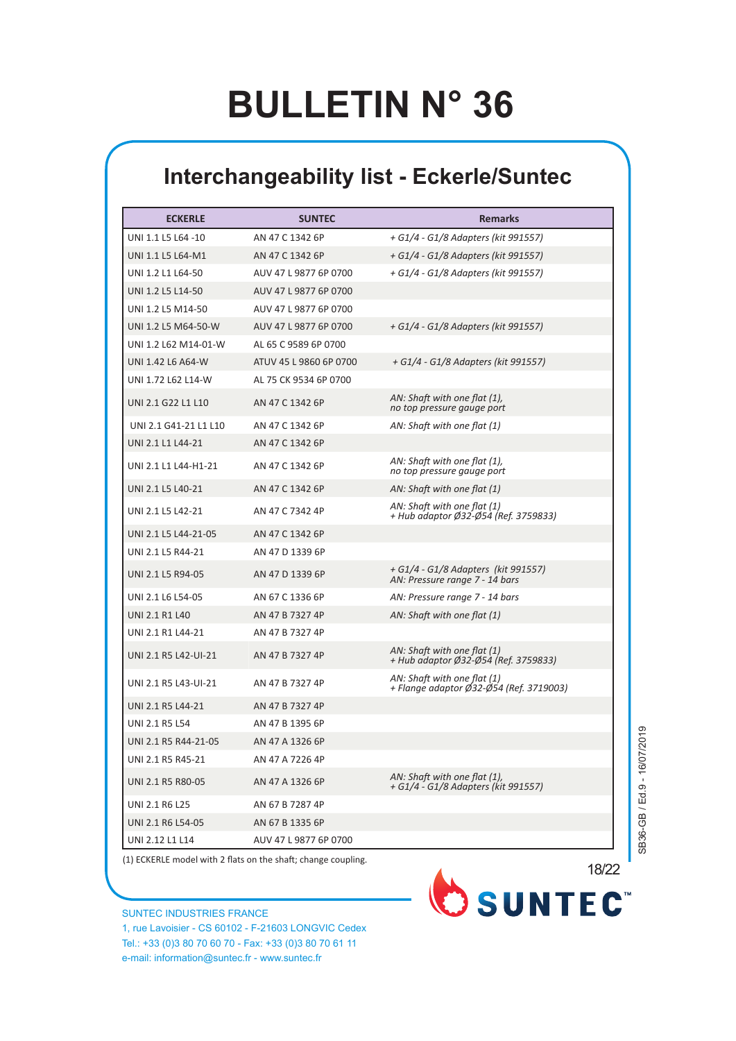# BULLETIN N° 36

## Interchangeability list - Eckerle/Suntec

| ECKERLE | SUNTEC | Remarks |
|---|---|---|
| UNI 1.1 L5 L64 -10 | AN 47 C 1342 6P | *+ G1/4 - G1/8 Adapters (kit 991557)* |
| UNI 1.1 L5 L64-M1 | AN 47 C 1342 6P | *+ G1/4 - G1/8 Adapters (kit 991557)* |
| UNI 1.2 L1 L64-50 | AUV 47 L 9877 6P 0700 | *+ G1/4 - G1/8 Adapters (kit 991557)* |
| UNI 1.2 L5 L14-50 | AUV 47 L 9877 6P 0700 | |
| UNI 1.2 L5 M14-50 | AUV 47 L 9877 6P 0700 | |
| UNI 1.2 L5 M64-50-W | AUV 47 L 9877 6P 0700 | *+ G1/4 - G1/8 Adapters (kit 991557)* |
| UNI 1.2 L62 M14-01-W | AL 65 C 9589 6P 0700 | |
| UNI 1.42 L6 A64-W | ATUV 45 L 9860 6P 0700 | *+ G1/4 - G1/8 Adapters (kit 991557)* |
| UNI 1.72 L62 L14-W | AL 75 CK 9534 6P 0700 | |
| UNI 2.1 G22 L1 L10 | AN 47 C 1342 6P | *AN: Shaft with one flat (1), no top pressure gauge port* |
| UNI 2.1 G41-21 L1 L10 | AN 47 C 1342 6P | *AN: Shaft with one flat (1)* |
| UNI 2.1 L1 L44-21 | AN 47 C 1342 6P | |
| UNI 2.1 L1 L44-H1-21 | AN 47 C 1342 6P | *AN: Shaft with one flat (1), no top pressure gauge port* |
| UNI 2.1 L5 L40-21 | AN 47 C 1342 6P | *AN: Shaft with one flat (1)* |
| UNI 2.1 L5 L42-21 | AN 47 C 7342 4P | *AN: Shaft with one flat (1) + Hub adaptor Ø32-Ø54 (Ref. 3759833)* |
| UNI 2.1 L5 L44-21-05 | AN 47 C 1342 6P | |
| UNI 2.1 L5 R44-21 | AN 47 D 1339 6P | |
| UNI 2.1 L5 R94-05 | AN 47 D 1339 6P | *+ G1/4 - G1/8 Adapters (kit 991557) AN: Pressure range 7 - 14 bars* |
| UNI 2.1 L6 L54-05 | AN 67 C 1336 6P | *AN: Pressure range 7 - 14 bars* |
| UNI 2.1 R1 L40 | AN 47 B 7327 4P | *AN: Shaft with one flat (1)* |
| UNI 2.1 R1 L44-21 | AN 47 B 7327 4P | |
| UNI 2.1 R5 L42-UI-21 | AN 47 B 7327 4P | *AN: Shaft with one flat (1) + Hub adaptor Ø32-Ø54 (Ref. 3759833)* |
| UNI 2.1 R5 L43-UI-21 | AN 47 B 7327 4P | *AN: Shaft with one flat (1) + Flange adaptor Ø32-Ø54 (Ref. 3719003)* |
| UNI 2.1 R5 L44-21 | AN 47 B 7327 4P | |
| UNI 2.1 R5 L54 | AN 47 B 1395 6P | |
| UNI 2.1 R5 R44-21-05 | AN 47 A 1326 6P | |
| UNI 2.1 R5 R45-21 | AN 47 A 7226 4P | |
| UNI 2.1 R5 R80-05 | AN 47 A 1326 6P | *AN: Shaft with one flat (1), + G1/4 - G1/8 Adapters (kit 991557)* |
| UNI 2.1 R6 L25 | AN 67 B 7287 4P | |
| UNI 2.1 R6 L54-05 | AN 67 B 1335 6P | |
| UNI 2.12 L1 L14 | AUV 47 L 9877 6P 0700 | |

(1) ECKERLE model with 2 flats on the shaft; change coupling.

SB36-GB / Ed.9 - 16/07/2019

SUNTEC INDUSTRIES FRANCE
1, rue Lavoisier - CS 60102 - F-21603 LONGVIC Cedex
Tel.: +33 (0)3 80 70 60 70 - Fax: +33 (0)3 80 70 61 11
e-mail: information@suntec.fr - www.suntec.fr

SUNTEC™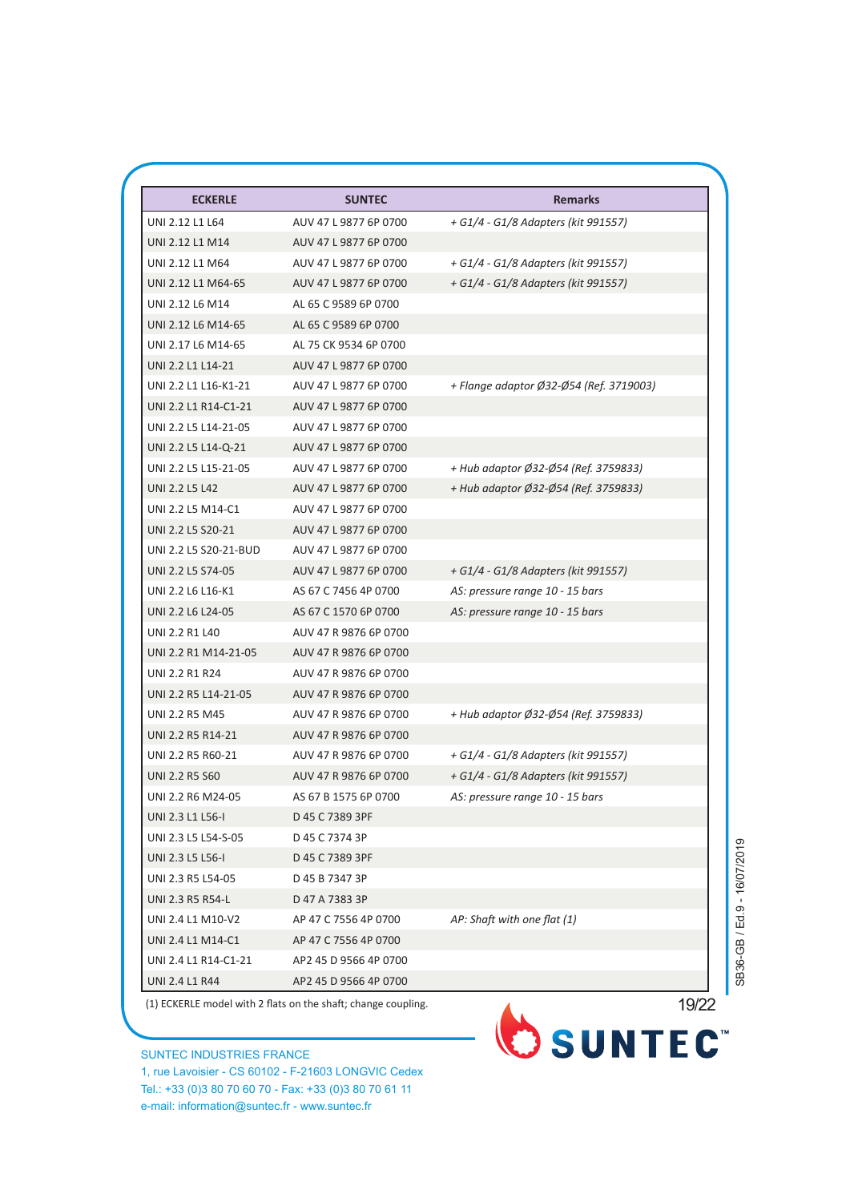| ECKERLE | SUNTEC | Remarks |
|---|---|---|
| UNI 2.12 L1 L64 | AUV 47 L 9877 6P 0700 | *+ G1/4 - G1/8 Adapters (kit 991557)* |
| UNI 2.12 L1 M14 | AUV 47 L 9877 6P 0700 | |
| UNI 2.12 L1 M64 | AUV 47 L 9877 6P 0700 | *+ G1/4 - G1/8 Adapters (kit 991557)* |
| UNI 2.12 L1 M64-65 | AUV 47 L 9877 6P 0700 | *+ G1/4 - G1/8 Adapters (kit 991557)* |
| UNI 2.12 L6 M14 | AL 65 C 9589 6P 0700 | |
| UNI 2.12 L6 M14-65 | AL 65 C 9589 6P 0700 | |
| UNI 2.17 L6 M14-65 | AL 75 CK 9534 6P 0700 | |
| UNI 2.2 L1 L14-21 | AUV 47 L 9877 6P 0700 | |
| UNI 2.2 L1 L16-K1-21 | AUV 47 L 9877 6P 0700 | *+ Flange adaptor Ø32-Ø54 (Ref. 3719003)* |
| UNI 2.2 L1 R14-C1-21 | AUV 47 L 9877 6P 0700 | |
| UNI 2.2 L5 L14-21-05 | AUV 47 L 9877 6P 0700 | |
| UNI 2.2 L5 L14-Q-21 | AUV 47 L 9877 6P 0700 | |
| UNI 2.2 L5 L15-21-05 | AUV 47 L 9877 6P 0700 | *+ Hub adaptor Ø32-Ø54 (Ref. 3759833)* |
| UNI 2.2 L5 L42 | AUV 47 L 9877 6P 0700 | *+ Hub adaptor Ø32-Ø54 (Ref. 3759833)* |
| UNI 2.2 L5 M14-C1 | AUV 47 L 9877 6P 0700 | |
| UNI 2.2 L5 S20-21 | AUV 47 L 9877 6P 0700 | |
| UNI 2.2 L5 S20-21-BUD | AUV 47 L 9877 6P 0700 | |
| UNI 2.2 L5 S74-05 | AUV 47 L 9877 6P 0700 | *+ G1/4 - G1/8 Adapters (kit 991557)* |
| UNI 2.2 L6 L16-K1 | AS 67 C 7456 4P 0700 | *AS: pressure range 10 - 15 bars* |
| UNI 2.2 L6 L24-05 | AS 67 C 1570 6P 0700 | *AS: pressure range 10 - 15 bars* |
| UNI 2.2 R1 L40 | AUV 47 R 9876 6P 0700 | |
| UNI 2.2 R1 M14-21-05 | AUV 47 R 9876 6P 0700 | |
| UNI 2.2 R1 R24 | AUV 47 R 9876 6P 0700 | |
| UNI 2.2 R5 L14-21-05 | AUV 47 R 9876 6P 0700 | |
| UNI 2.2 R5 M45 | AUV 47 R 9876 6P 0700 | *+ Hub adaptor Ø32-Ø54 (Ref. 3759833)* |
| UNI 2.2 R5 R14-21 | AUV 47 R 9876 6P 0700 | |
| UNI 2.2 R5 R60-21 | AUV 47 R 9876 6P 0700 | *+ G1/4 - G1/8 Adapters (kit 991557)* |
| UNI 2.2 R5 S60 | AUV 47 R 9876 6P 0700 | *+ G1/4 - G1/8 Adapters (kit 991557)* |
| UNI 2.2 R6 M24-05 | AS 67 B 1575 6P 0700 | *AS: pressure range 10 - 15 bars* |
| UNI 2.3 L1 L56-I | D 45 C 7389 3PF | |
| UNI 2.3 L5 L54-S-05 | D 45 C 7374 3P | |
| UNI 2.3 L5 L56-I | D 45 C 7389 3PF | |
| UNI 2.3 R5 L54-05 | D 45 B 7347 3P | |
| UNI 2.3 R5 R54-L | D 47 A 7383 3P | |
| UNI 2.4 L1 M10-V2 | AP 47 C 7556 4P 0700 | *AP: Shaft with one flat (1)* |
| UNI 2.4 L1 M14-C1 | AP 47 C 7556 4P 0700 | |
| UNI 2.4 L1 R14-C1-21 | AP2 45 D 9566 4P 0700 | |
| UNI 2.4 L1 R44 | AP2 45 D 9566 4P 0700 | |

(1) ECKERLE model with 2 flats on the shaft; change coupling.

SUNTEC INDUSTRIES FRANCE
1, rue Lavoisier - CS 60102 - F-21603 LONGVIC Cedex
Tel.: +33 (0)3 80 70 60 70 - Fax: +33 (0)3 80 70 61 11
e-mail: information@suntec.fr - www.suntec.fr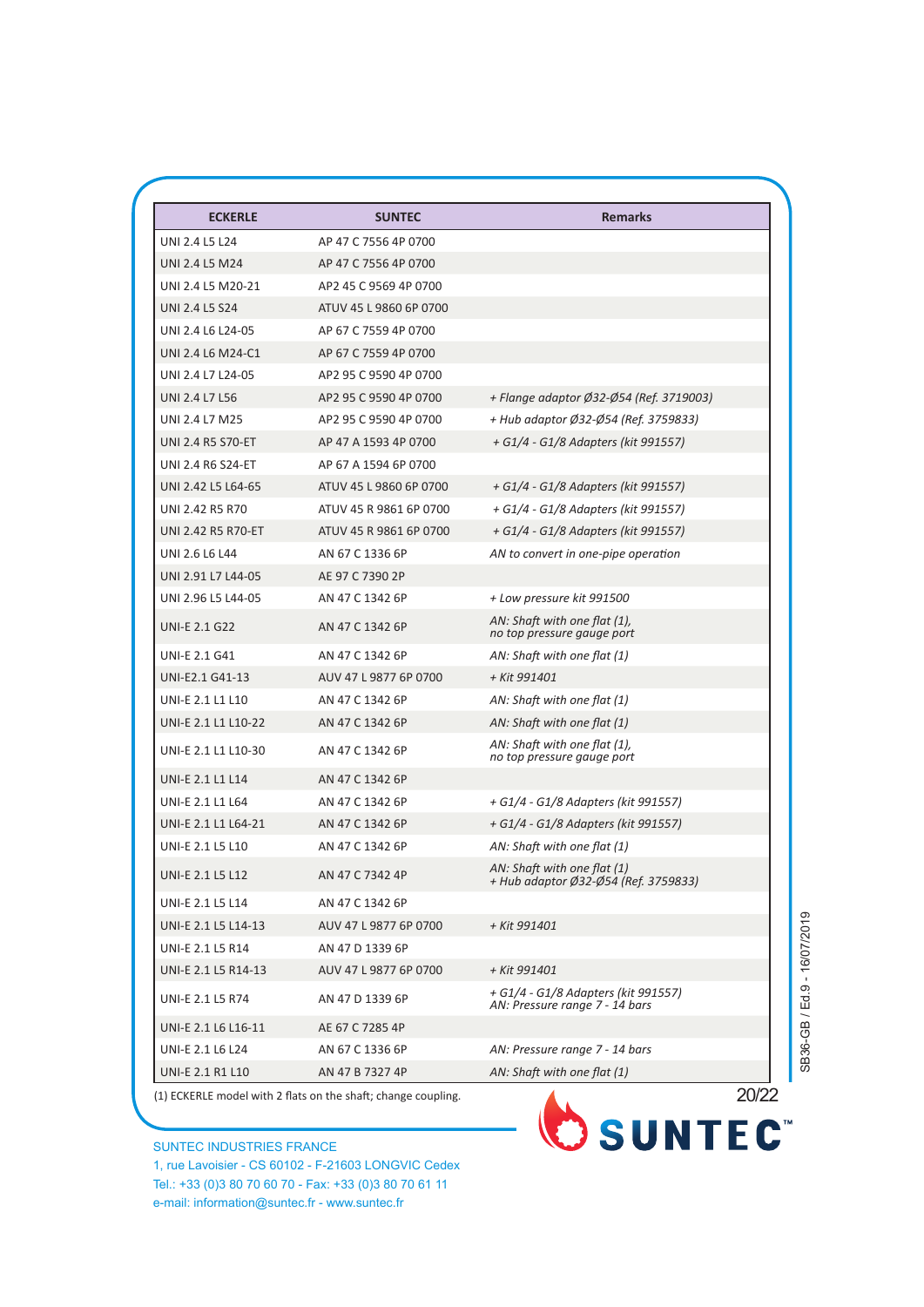| ECKERLE | SUNTEC | Remarks |
|---|---|---|
| UNI 2.4 L5 L24 | AP 47 C 7556 4P 0700 | |
| UNI 2.4 L5 M24 | AP 47 C 7556 4P 0700 | |
| UNI 2.4 L5 M20-21 | AP2 45 C 9569 4P 0700 | |
| UNI 2.4 L5 S24 | ATUV 45 L 9860 6P 0700 | |
| UNI 2.4 L6 L24-05 | AP 67 C 7559 4P 0700 | |
| UNI 2.4 L6 M24-C1 | AP 67 C 7559 4P 0700 | |
| UNI 2.4 L7 L24-05 | AP2 95 C 9590 4P 0700 | |
| UNI 2.4 L7 L56 | AP2 95 C 9590 4P 0700 | *+ Flange adaptor Ø32-Ø54 (Ref. 3719003)* |
| UNI 2.4 L7 M25 | AP2 95 C 9590 4P 0700 | *+ Hub adaptor Ø32-Ø54 (Ref. 3759833)* |
| UNI 2.4 R5 S70-ET | AP 47 A 1593 4P 0700 | *+ G1/4 - G1/8 Adapters (kit 991557)* |
| UNI 2.4 R6 S24-ET | AP 67 A 1594 6P 0700 | |
| UNI 2.42 L5 L64-65 | ATUV 45 L 9860 6P 0700 | *+ G1/4 - G1/8 Adapters (kit 991557)* |
| UNI 2.42 R5 R70 | ATUV 45 R 9861 6P 0700 | *+ G1/4 - G1/8 Adapters (kit 991557)* |
| UNI 2.42 R5 R70-ET | ATUV 45 R 9861 6P 0700 | *+ G1/4 - G1/8 Adapters (kit 991557)* |
| UNI 2.6 L6 L44 | AN 67 C 1336 6P | *AN to convert in one-pipe operation* |
| UNI 2.91 L7 L44-05 | AE 97 C 7390 2P | |
| UNI 2.96 L5 L44-05 | AN 47 C 1342 6P | *+ Low pressure kit 991500* |
| UNI-E 2.1 G22 | AN 47 C 1342 6P | *AN: Shaft with one flat (1), no top pressure gauge port* |
| UNI-E 2.1 G41 | AN 47 C 1342 6P | *AN: Shaft with one flat (1)* |
| UNI-E2.1 G41-13 | AUV 47 L 9877 6P 0700 | *+ Kit 991401* |
| UNI-E 2.1 L1 L10 | AN 47 C 1342 6P | *AN: Shaft with one flat (1)* |
| UNI-E 2.1 L1 L10-22 | AN 47 C 1342 6P | *AN: Shaft with one flat (1)* |
| UNI-E 2.1 L1 L10-30 | AN 47 C 1342 6P | *AN: Shaft with one flat (1), no top pressure gauge port* |
| UNI-E 2.1 L1 L14 | AN 47 C 1342 6P | |
| UNI-E 2.1 L1 L64 | AN 47 C 1342 6P | *+ G1/4 - G1/8 Adapters (kit 991557)* |
| UNI-E 2.1 L1 L64-21 | AN 47 C 1342 6P | *+ G1/4 - G1/8 Adapters (kit 991557)* |
| UNI-E 2.1 L5 L10 | AN 47 C 1342 6P | *AN: Shaft with one flat (1)* |
| UNI-E 2.1 L5 L12 | AN 47 C 7342 4P | *AN: Shaft with one flat (1) + Hub adaptor Ø32-Ø54 (Ref. 3759833)* |
| UNI-E 2.1 L5 L14 | AN 47 C 1342 6P | |
| UNI-E 2.1 L5 L14-13 | AUV 47 L 9877 6P 0700 | *+ Kit 991401* |
| UNI-E 2.1 L5 R14 | AN 47 D 1339 6P | |
| UNI-E 2.1 L5 R14-13 | AUV 47 L 9877 6P 0700 | *+ Kit 991401* |
| UNI-E 2.1 L5 R74 | AN 47 D 1339 6P | *+ G1/4 - G1/8 Adapters (kit 991557) AN: Pressure range 7 - 14 bars* |
| UNI-E 2.1 L6 L16-11 | AE 67 C 7285 4P | |
| UNI-E 2.1 L6 L24 | AN 67 C 1336 6P | *AN: Pressure range 7 - 14 bars* |
| UNI-E 2.1 R1 L10 | AN 47 B 7327 4P | *AN: Shaft with one flat (1)* |

(1) ECKERLE model with 2 flats on the shaft; change coupling.

SUNTEC INDUSTRIES FRANCE
1, rue Lavoisier - CS 60102 - F-21603 LONGVIC Cedex
Tel.: +33 (0)3 80 70 60 70 - Fax: +33 (0)3 80 70 61 11
e-mail: information@suntec.fr - www.suntec.fr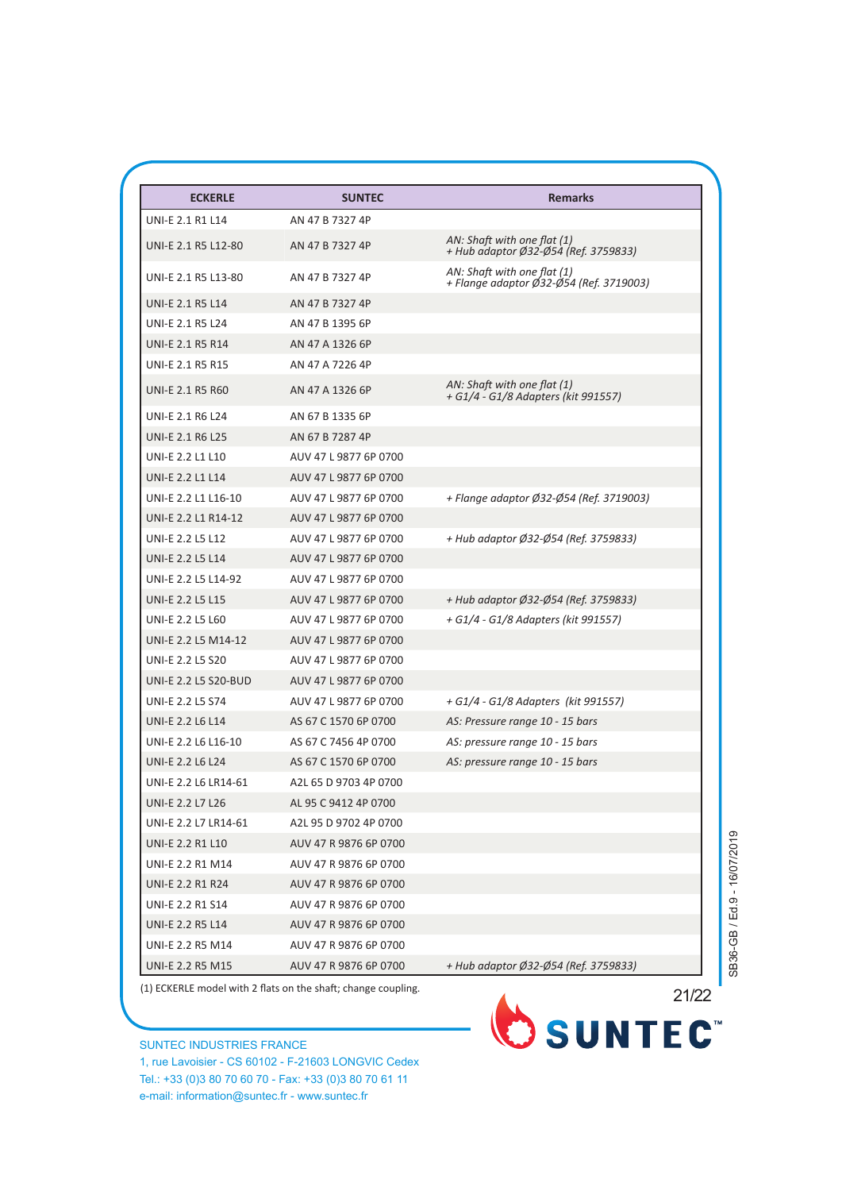| ECKERLE | SUNTEC | Remarks |
|---|---|---|
| UNI-E 2.1 R1 L14 | AN 47 B 7327 4P | |
| UNI-E 2.1 R5 L12-80 | AN 47 B 7327 4P | *AN: Shaft with one flat (1)* *+ Hub adaptor Ø32-Ø54 (Ref. 3759833)* |
| UNI-E 2.1 R5 L13-80 | AN 47 B 7327 4P | *AN: Shaft with one flat (1)* *+ Flange adaptor Ø32-Ø54 (Ref. 3719003)* |
| UNI-E 2.1 R5 L14 | AN 47 B 7327 4P | |
| UNI-E 2.1 R5 L24 | AN 47 B 1395 6P | |
| UNI-E 2.1 R5 R14 | AN 47 A 1326 6P | |
| UNI-E 2.1 R5 R15 | AN 47 A 7226 4P | |
| UNI-E 2.1 R5 R60 | AN 47 A 1326 6P | *AN: Shaft with one flat (1)* *+ G1/4 - G1/8 Adapters (kit 991557)* |
| UNI-E 2.1 R6 L24 | AN 67 B 1335 6P | |
| UNI-E 2.1 R6 L25 | AN 67 B 7287 4P | |
| UNI-E 2.2 L1 L10 | AUV 47 L 9877 6P 0700 | |
| UNI-E 2.2 L1 L14 | AUV 47 L 9877 6P 0700 | |
| UNI-E 2.2 L1 L16-10 | AUV 47 L 9877 6P 0700 | *+ Flange adaptor Ø32-Ø54 (Ref. 3719003)* |
| UNI-E 2.2 L1 R14-12 | AUV 47 L 9877 6P 0700 | |
| UNI-E 2.2 L5 L12 | AUV 47 L 9877 6P 0700 | *+ Hub adaptor Ø32-Ø54 (Ref. 3759833)* |
| UNI-E 2.2 L5 L14 | AUV 47 L 9877 6P 0700 | |
| UNI-E 2.2 L5 L14-92 | AUV 47 L 9877 6P 0700 | |
| UNI-E 2.2 L5 L15 | AUV 47 L 9877 6P 0700 | *+ Hub adaptor Ø32-Ø54 (Ref. 3759833)* |
| UNI-E 2.2 L5 L60 | AUV 47 L 9877 6P 0700 | *+ G1/4 - G1/8 Adapters (kit 991557)* |
| UNI-E 2.2 L5 M14-12 | AUV 47 L 9877 6P 0700 | |
| UNI-E 2.2 L5 S20 | AUV 47 L 9877 6P 0700 | |
| UNI-E 2.2 L5 S20-BUD | AUV 47 L 9877 6P 0700 | |
| UNI-E 2.2 L5 S74 | AUV 47 L 9877 6P 0700 | *+ G1/4 - G1/8 Adapters (kit 991557)* |
| UNI-E 2.2 L6 L14 | AS 67 C 1570 6P 0700 | *AS: Pressure range 10 - 15 bars* |
| UNI-E 2.2 L6 L16-10 | AS 67 C 7456 4P 0700 | *AS: pressure range 10 - 15 bars* |
| UNI-E 2.2 L6 L24 | AS 67 C 1570 6P 0700 | *AS: pressure range 10 - 15 bars* |
| UNI-E 2.2 L6 LR14-61 | A2L 65 D 9703 4P 0700 | |
| UNI-E 2.2 L7 L26 | AL 95 C 9412 4P 0700 | |
| UNI-E 2.2 L7 LR14-61 | A2L 95 D 9702 4P 0700 | |
| UNI-E 2.2 R1 L10 | AUV 47 R 9876 6P 0700 | |
| UNI-E 2.2 R1 M14 | AUV 47 R 9876 6P 0700 | |
| UNI-E 2.2 R1 R24 | AUV 47 R 9876 6P 0700 | |
| UNI-E 2.2 R1 S14 | AUV 47 R 9876 6P 0700 | |
| UNI-E 2.2 R5 L14 | AUV 47 R 9876 6P 0700 | |
| UNI-E 2.2 R5 M14 | AUV 47 R 9876 6P 0700 | |
| UNI-E 2.2 R5 M15 | AUV 47 R 9876 6P 0700 | *+ Hub adaptor Ø32-Ø54 (Ref. 3759833)* |

(1) ECKERLE model with 2 flats on the shaft; change coupling.

SB36-GB / Ed.9 - 16/07/2019

SUNTEC™

SUNTEC INDUSTRIES FRANCE
1, rue Lavoisier - CS 60102 - F-21603 LONGVIC Cedex
Tel.: +33 (0)3 80 70 60 70 - Fax: +33 (0)3 80 70 61 11
e-mail: information@suntec.fr - www.suntec.fr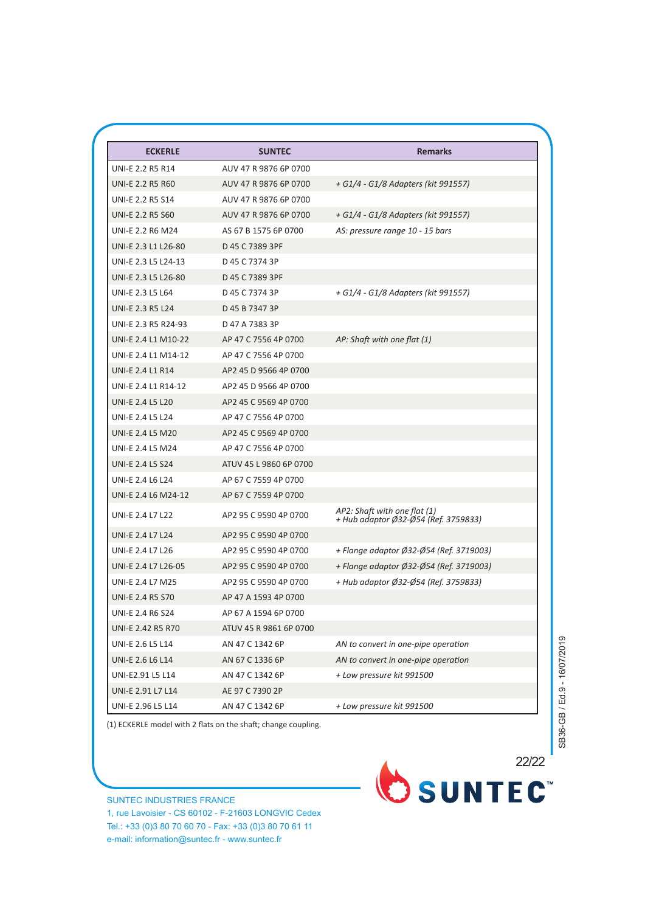| ECKERLE | SUNTEC | Remarks |
|---|---|---|
| UNI-E 2.2 R5 R14 | AUV 47 R 9876 6P 0700 | |
| UNI-E 2.2 R5 R60 | AUV 47 R 9876 6P 0700 | *+ G1/4 - G1/8 Adapters (kit 991557)* |
| UNI-E 2.2 R5 S14 | AUV 47 R 9876 6P 0700 | |
| UNI-E 2.2 R5 S60 | AUV 47 R 9876 6P 0700 | *+ G1/4 - G1/8 Adapters (kit 991557)* |
| UNI-E 2.2 R6 M24 | AS 67 B 1575 6P 0700 | *AS: pressure range 10 - 15 bars* |
| UNI-E 2.3 L1 L26-80 | D 45 C 7389 3PF | |
| UNI-E 2.3 L5 L24-13 | D 45 C 7374 3P | |
| UNI-E 2.3 L5 L26-80 | D 45 C 7389 3PF | |
| UNI-E 2.3 L5 L64 | D 45 C 7374 3P | *+ G1/4 - G1/8 Adapters (kit 991557)* |
| UNI-E 2.3 R5 L24 | D 45 B 7347 3P | |
| UNI-E 2.3 R5 R24-93 | D 47 A 7383 3P | |
| UNI-E 2.4 L1 M10-22 | AP 47 C 7556 4P 0700 | *AP: Shaft with one flat (1)* |
| UNI-E 2.4 L1 M14-12 | AP 47 C 7556 4P 0700 | |
| UNI-E 2.4 L1 R14 | AP2 45 D 9566 4P 0700 | |
| UNI-E 2.4 L1 R14-12 | AP2 45 D 9566 4P 0700 | |
| UNI-E 2.4 L5 L20 | AP2 45 C 9569 4P 0700 | |
| UNI-E 2.4 L5 L24 | AP 47 C 7556 4P 0700 | |
| UNI-E 2.4 L5 M20 | AP2 45 C 9569 4P 0700 | |
| UNI-E 2.4 L5 M24 | AP 47 C 7556 4P 0700 | |
| UNI-E 2.4 L5 S24 | ATUV 45 L 9860 6P 0700 | |
| UNI-E 2.4 L6 L24 | AP 67 C 7559 4P 0700 | |
| UNI-E 2.4 L6 M24-12 | AP 67 C 7559 4P 0700 | |
| UNI-E 2.4 L7 L22 | AP2 95 C 9590 4P 0700 | *AP2: Shaft with one flat (1)* <br> *+ Hub adaptor Ø32-Ø54 (Ref. 3759833)* |
| UNI-E 2.4 L7 L24 | AP2 95 C 9590 4P 0700 | |
| UNI-E 2.4 L7 L26 | AP2 95 C 9590 4P 0700 | *+ Flange adaptor Ø32-Ø54 (Ref. 3719003)* |
| UNI-E 2.4 L7 L26-05 | AP2 95 C 9590 4P 0700 | *+ Flange adaptor Ø32-Ø54 (Ref. 3719003)* |
| UNI-E 2.4 L7 M25 | AP2 95 C 9590 4P 0700 | *+ Hub adaptor Ø32-Ø54 (Ref. 3759833)* |
| UNI-E 2.4 R5 S70 | AP 47 A 1593 4P 0700 | |
| UNI-E 2.4 R6 S24 | AP 67 A 1594 6P 0700 | |
| UNI-E 2.42 R5 R70 | ATUV 45 R 9861 6P 0700 | |
| UNI-E 2.6 L5 L14 | AN 47 C 1342 6P | *AN to convert in one-pipe operation* |
| UNI-E 2.6 L6 L14 | AN 67 C 1336 6P | *AN to convert in one-pipe operation* |
| UNI-E2.91 L5 L14 | AN 47 C 1342 6P | *+ Low pressure kit 991500* |
| UNI-E 2.91 L7 L14 | AE 97 C 7390 2P | |
| UNI-E 2.96 L5 L14 | AN 47 C 1342 6P | *+ Low pressure kit 991500* |

(1) ECKERLE model with 2 flats on the shaft; change coupling.

SUNTEC INDUSTRIES FRANCE
1, rue Lavoisier - CS 60102 - F-21603 LONGVIC Cedex
Tel.: +33 (0)3 80 70 60 70 - Fax: +33 (0)3 80 70 61 11
e-mail: information@suntec.fr - www.suntec.fr

SUNTEC™

SB36-GB / Ed.9 - 16/07/2019